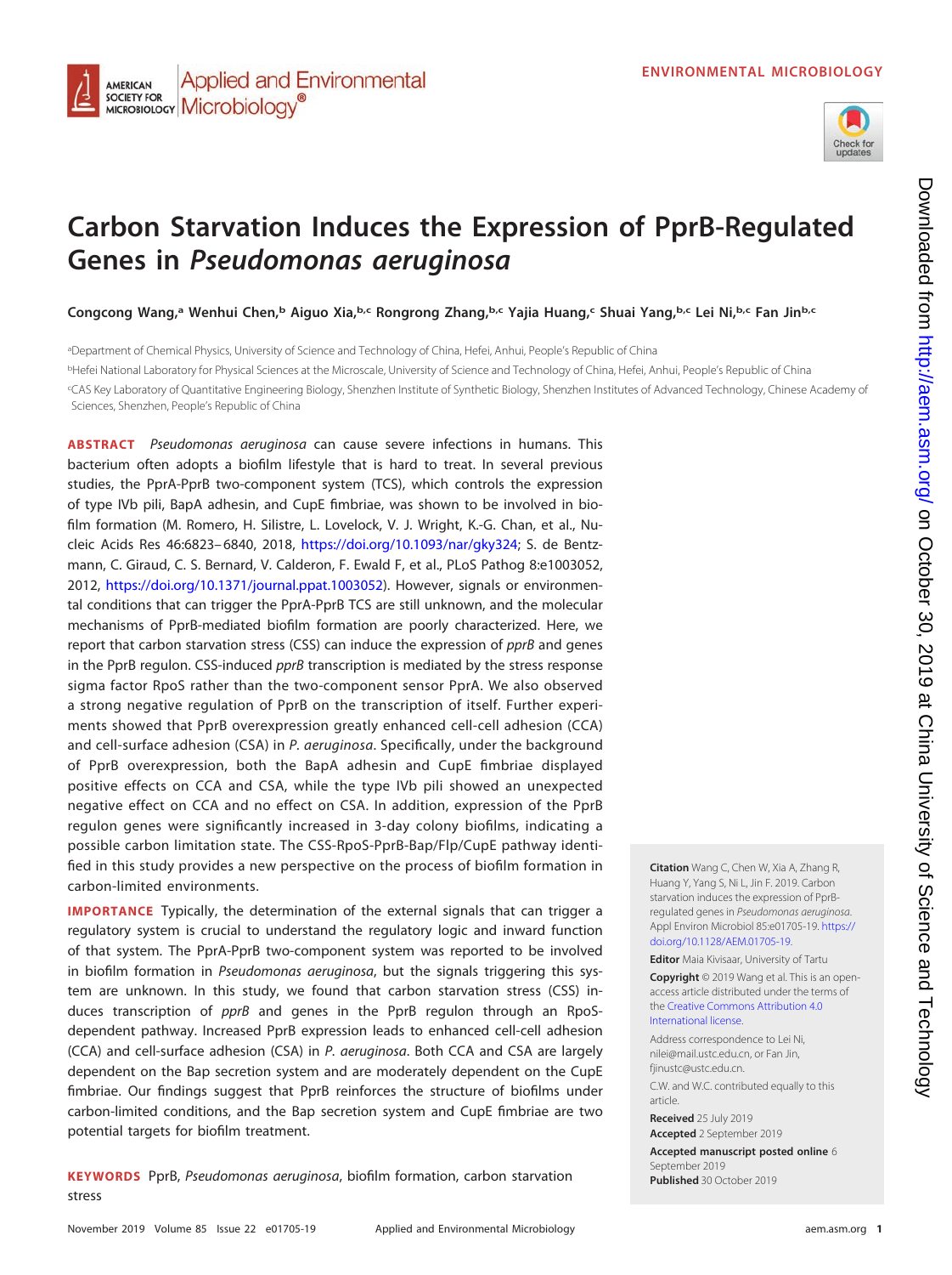ENVIRONMENTAL MICROBIOLOGY

# Carbon Starvation Induces the Expression of PprB-Regulated Genes in *Pseudomonas aeruginosa*

**Congcong Wang,[a] Wenhui Chen,[b] Aiguo Xia,[b,c] Rongrong Zhang,[b,c] Yajia Huang,[c] Shuai Yang,[b,c] Lei Ni,[b,c] Fan Jin[b,c]**

[a]Department of Chemical Physics, University of Science and Technology of China, Hefei, Anhui, People's Republic of China

[b]Hefei National Laboratory for Physical Sciences at the Microscale, University of Science and Technology of China, Hefei, Anhui, People's Republic of China

[c]CAS Key Laboratory of Quantitative Engineering Biology, Shenzhen Institute of Synthetic Biology, Shenzhen Institutes of Advanced Technology, Chinese Academy of Sciences, Shenzhen, People's Republic of China

**ABSTRACT** *Pseudomonas aeruginosa* can cause severe infections in humans. This bacterium often adopts a biofilm lifestyle that is hard to treat. In several previous studies, the PprA-PprB two-component system (TCS), which controls the expression of type IVb pili, BapA adhesin, and CupE fimbriae, was shown to be involved in biofilm formation (M. Romero, H. Silistre, L. Lovelock, V. J. Wright, K.-G. Chan, et al., Nucleic Acids Res 46:6823–6840, 2018, https://doi.org/10.1093/nar/gky324; S. de Bentzmann, C. Giraud, C. S. Bernard, V. Calderon, F. Ewald F, et al., PLoS Pathog 8:e1003052, 2012, https://doi.org/10.1371/journal.ppat.1003052). However, signals or environmental conditions that can trigger the PprA-PprB TCS are still unknown, and the molecular mechanisms of PprB-mediated biofilm formation are poorly characterized. Here, we report that carbon starvation stress (CSS) can induce the expression of *pprB* and genes in the PprB regulon. CSS-induced *pprB* transcription is mediated by the stress response sigma factor RpoS rather than the two-component sensor PprA. We also observed a strong negative regulation of PprB on the transcription of itself. Further experiments showed that PprB overexpression greatly enhanced cell-cell adhesion (CCA) and cell-surface adhesion (CSA) in *P. aeruginosa*. Specifically, under the background of PprB overexpression, both the BapA adhesin and CupE fimbriae displayed positive effects on CCA and CSA, while the type IVb pili showed an unexpected negative effect on CCA and no effect on CSA. In addition, expression of the PprB regulon genes were significantly increased in 3-day colony biofilms, indicating a possible carbon limitation state. The CSS-RpoS-PprB-Bap/Flp/CupE pathway identified in this study provides a new perspective on the process of biofilm formation in carbon-limited environments.

**IMPORTANCE** Typically, the determination of the external signals that can trigger a regulatory system is crucial to understand the regulatory logic and inward function of that system. The PprA-PprB two-component system was reported to be involved in biofilm formation in *Pseudomonas aeruginosa*, but the signals triggering this system are unknown. In this study, we found that carbon starvation stress (CSS) induces transcription of *pprB* and genes in the PprB regulon through an RpoS-dependent pathway. Increased PprB expression leads to enhanced cell-cell adhesion (CCA) and cell-surface adhesion (CSA) in *P. aeruginosa*. Both CCA and CSA are largely dependent on the Bap secretion system and are moderately dependent on the CupE fimbriae. Our findings suggest that PprB reinforces the structure of biofilms under carbon-limited conditions, and the Bap secretion system and CupE fimbriae are two potential targets for biofilm treatment.

**KEYWORDS** PprB, *Pseudomonas aeruginosa*, biofilm formation, carbon starvation stress

**Citation** Wang C, Chen W, Xia A, Zhang R, Huang Y, Yang S, Ni L, Jin F. 2019. Carbon starvation induces the expression of PprB-regulated genes in *Pseudomonas aeruginosa*. Appl Environ Microbiol 85:e01705-19. https://doi.org/10.1128/AEM.01705-19.

**Editor** Maia Kivisaar, University of Tartu

**Copyright** © 2019 Wang et al. This is an open-access article distributed under the terms of the Creative Commons Attribution 4.0 International license.

Address correspondence to Lei Ni, nilei@mail.ustc.edu.cn, or Fan Jin, fjinustc@ustc.edu.cn.

C.W. and W.C. contributed equally to this article.

**Received** 25 July 2019
**Accepted** 2 September 2019
**Accepted manuscript posted online** 6 September 2019
**Published** 30 October 2019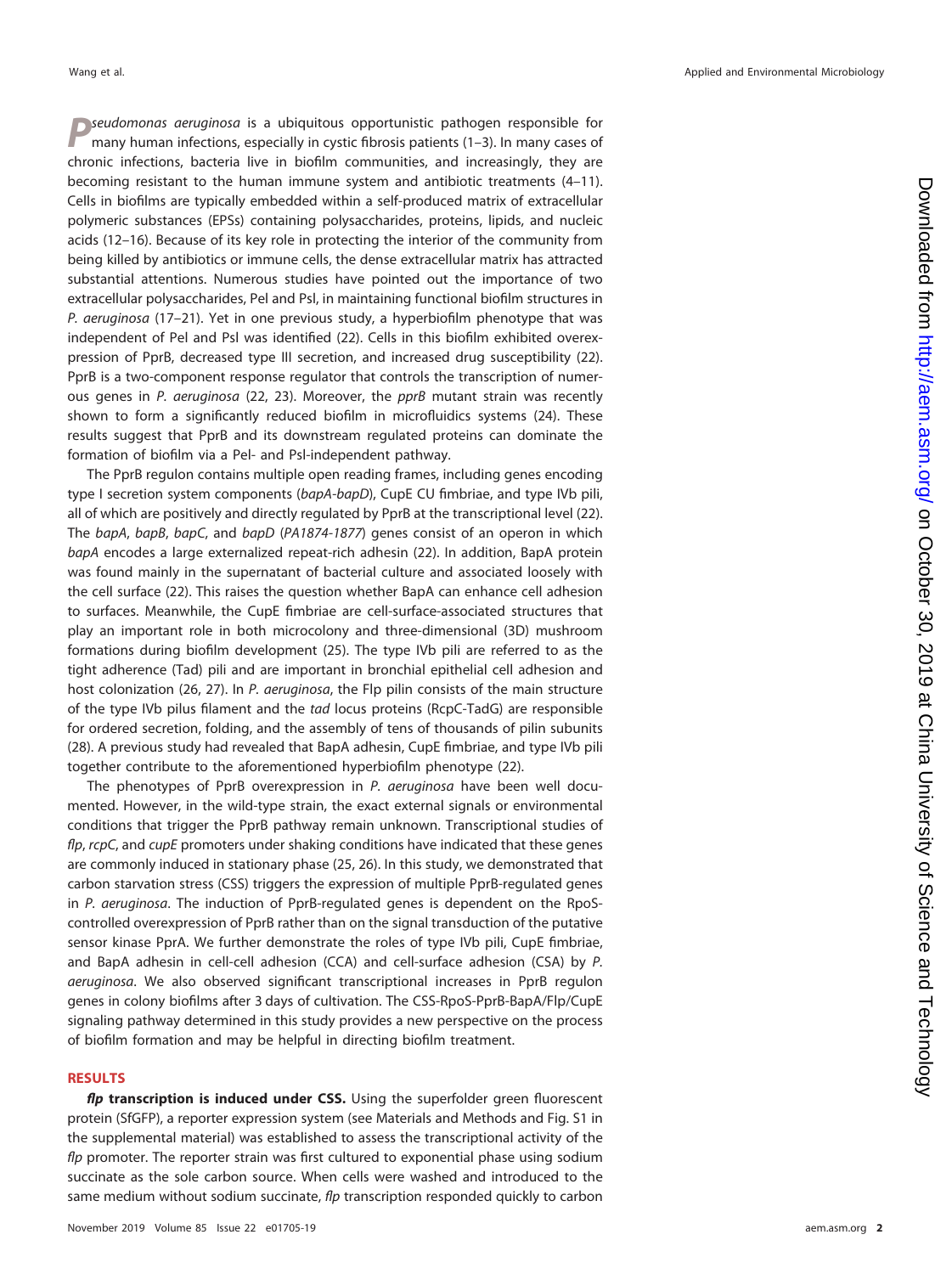*Pseudomonas aeruginosa* is a ubiquitous opportunistic pathogen responsible for many human infections, especially in cystic fibrosis patients (1–3). In many cases of chronic infections, bacteria live in biofilm communities, and increasingly, they are becoming resistant to the human immune system and antibiotic treatments (4–11). Cells in biofilms are typically embedded within a self-produced matrix of extracellular polymeric substances (EPSs) containing polysaccharides, proteins, lipids, and nucleic acids (12–16). Because of its key role in protecting the interior of the community from being killed by antibiotics or immune cells, the dense extracellular matrix has attracted substantial attentions. Numerous studies have pointed out the importance of two extracellular polysaccharides, Pel and Psl, in maintaining functional biofilm structures in *P. aeruginosa* (17–21). Yet in one previous study, a hyperbiofilm phenotype that was independent of Pel and Psl was identified (22). Cells in this biofilm exhibited overexpression of PprB, decreased type III secretion, and increased drug susceptibility (22). PprB is a two-component response regulator that controls the transcription of numerous genes in *P. aeruginosa* (22, 23). Moreover, the *pprB* mutant strain was recently shown to form a significantly reduced biofilm in microfluidics systems (24). These results suggest that PprB and its downstream regulated proteins can dominate the formation of biofilm via a Pel- and Psl-independent pathway.

The PprB regulon contains multiple open reading frames, including genes encoding type I secretion system components (*bapA-bapD*), CupE CU fimbriae, and type IVb pili, all of which are positively and directly regulated by PprB at the transcriptional level (22). The *bapA*, *bapB*, *bapC*, and *bapD* (*PA1874-1877*) genes consist of an operon in which *bapA* encodes a large externalized repeat-rich adhesin (22). In addition, BapA protein was found mainly in the supernatant of bacterial culture and associated loosely with the cell surface (22). This raises the question whether BapA can enhance cell adhesion to surfaces. Meanwhile, the CupE fimbriae are cell-surface-associated structures that play an important role in both microcolony and three-dimensional (3D) mushroom formations during biofilm development (25). The type IVb pili are referred to as the tight adherence (Tad) pili and are important in bronchial epithelial cell adhesion and host colonization (26, 27). In *P. aeruginosa*, the Flp pilin consists of the main structure of the type IVb pilus filament and the *tad* locus proteins (RcpC-TadG) are responsible for ordered secretion, folding, and the assembly of tens of thousands of pilin subunits (28). A previous study had revealed that BapA adhesin, CupE fimbriae, and type IVb pili together contribute to the aforementioned hyperbiofilm phenotype (22).

The phenotypes of PprB overexpression in *P. aeruginosa* have been well documented. However, in the wild-type strain, the exact external signals or environmental conditions that trigger the PprB pathway remain unknown. Transcriptional studies of *flp*, *rcpC*, and *cupE* promoters under shaking conditions have indicated that these genes are commonly induced in stationary phase (25, 26). In this study, we demonstrated that carbon starvation stress (CSS) triggers the expression of multiple PprB-regulated genes in *P. aeruginosa*. The induction of PprB-regulated genes is dependent on the RpoS-controlled overexpression of PprB rather than on the signal transduction of the putative sensor kinase PprA. We further demonstrate the roles of type IVb pili, CupE fimbriae, and BapA adhesin in cell-cell adhesion (CCA) and cell-surface adhesion (CSA) by *P. aeruginosa*. We also observed significant transcriptional increases in PprB regulon genes in colony biofilms after 3 days of cultivation. The CSS-RpoS-PprB-BapA/Flp/CupE signaling pathway determined in this study provides a new perspective on the process of biofilm formation and may be helpful in directing biofilm treatment.

## RESULTS

***flp* transcription is induced under CSS.** Using the superfolder green fluorescent protein (SfGFP), a reporter expression system (see Materials and Methods and Fig. S1 in the supplemental material) was established to assess the transcriptional activity of the *flp* promoter. The reporter strain was first cultured to exponential phase using sodium succinate as the sole carbon source. When cells were washed and introduced to the same medium without sodium succinate, *flp* transcription responded quickly to carbon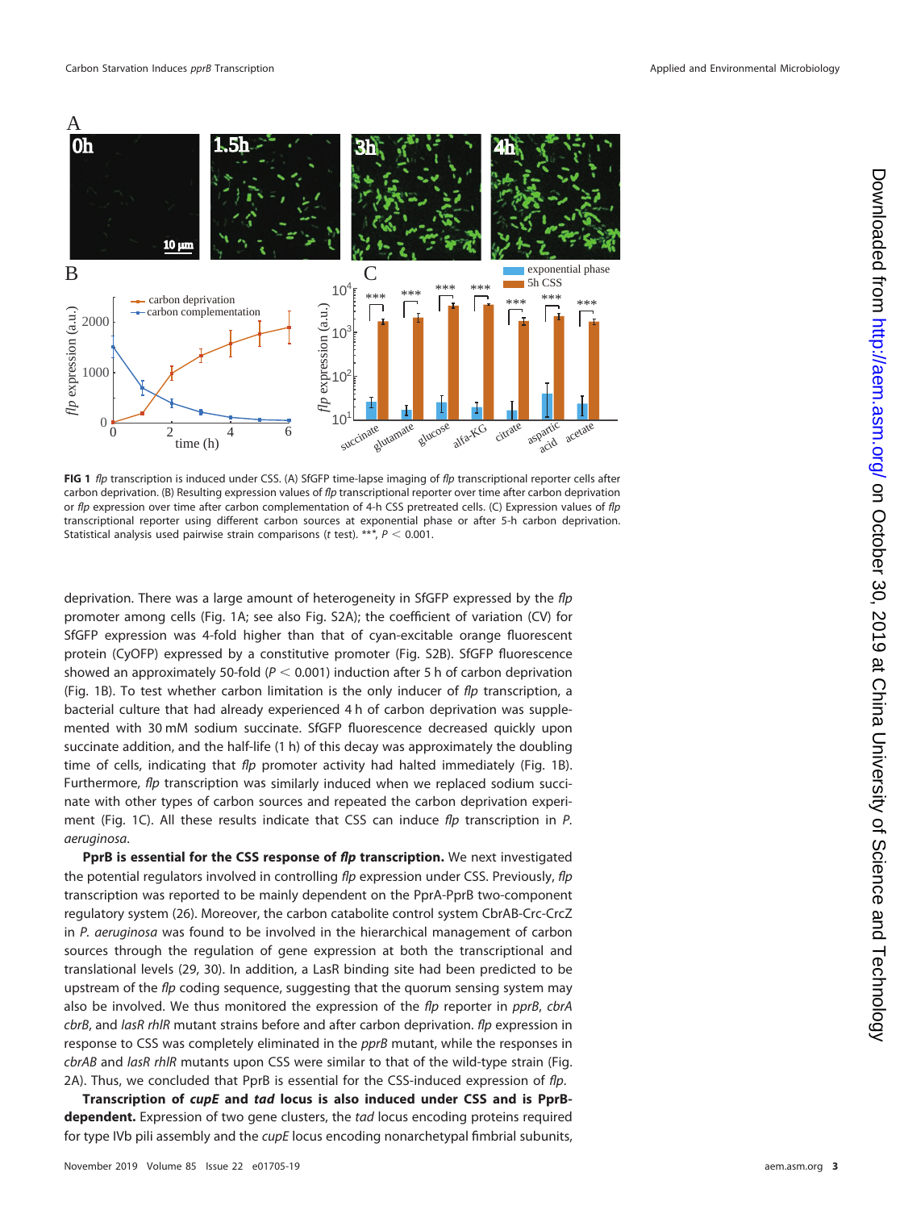**FIG 1** *flp* transcription is induced under CSS. (A) SfGFP time-lapse imaging of *flp* transcriptional reporter cells after carbon deprivation. (B) Resulting expression values of *flp* transcriptional reporter over time after carbon deprivation or *flp* expression over time after carbon complementation of 4-h CSS pretreated cells. (C) Expression values of *flp* transcriptional reporter using different carbon sources at exponential phase or after 5-h carbon deprivation. Statistical analysis used pairwise strain comparisons (*t* test). ***, $P < 0.001$.

deprivation. There was a large amount of heterogeneity in SfGFP expressed by the *flp* promoter among cells (Fig. 1A; see also Fig. S2A); the coefficient of variation (CV) for SfGFP expression was 4-fold higher than that of cyan-excitable orange fluorescent protein (CyOFP) expressed by a constitutive promoter (Fig. S2B). SfGFP fluorescence showed an approximately 50-fold ($P < 0.001$) induction after 5 h of carbon deprivation (Fig. 1B). To test whether carbon limitation is the only inducer of *flp* transcription, a bacterial culture that had already experienced 4 h of carbon deprivation was supplemented with 30 mM sodium succinate. SfGFP fluorescence decreased quickly upon succinate addition, and the half-life (1 h) of this decay was approximately the doubling time of cells, indicating that *flp* promoter activity had halted immediately (Fig. 1B). Furthermore, *flp* transcription was similarly induced when we replaced sodium succinate with other types of carbon sources and repeated the carbon deprivation experiment (Fig. 1C). All these results indicate that CSS can induce *flp* transcription in *P. aeruginosa*.

**PprB is essential for the CSS response of *flp* transcription.** We next investigated the potential regulators involved in controlling *flp* expression under CSS. Previously, *flp* transcription was reported to be mainly dependent on the PprA-PprB two-component regulatory system (26). Moreover, the carbon catabolite control system CbrAB-Crc-CrcZ in *P. aeruginosa* was found to be involved in the hierarchical management of carbon sources through the regulation of gene expression at both the transcriptional and translational levels (29, 30). In addition, a LasR binding site had been predicted to be upstream of the *flp* coding sequence, suggesting that the quorum sensing system may also be involved. We thus monitored the expression of the *flp* reporter in *pprB*, *cbrA cbrB*, and *lasR rhlR* mutant strains before and after carbon deprivation. *flp* expression in response to CSS was completely eliminated in the *pprB* mutant, while the responses in *cbrAB* and *lasR rhlR* mutants upon CSS were similar to that of the wild-type strain (Fig. 2A). Thus, we concluded that PprB is essential for the CSS-induced expression of *flp*.

**Transcription of *cupE* and *tad* locus is also induced under CSS and is PprB-dependent.** Expression of two gene clusters, the *tad* locus encoding proteins required for type IVb pili assembly and the *cupE* locus encoding nonarchetypal fimbrial subunits,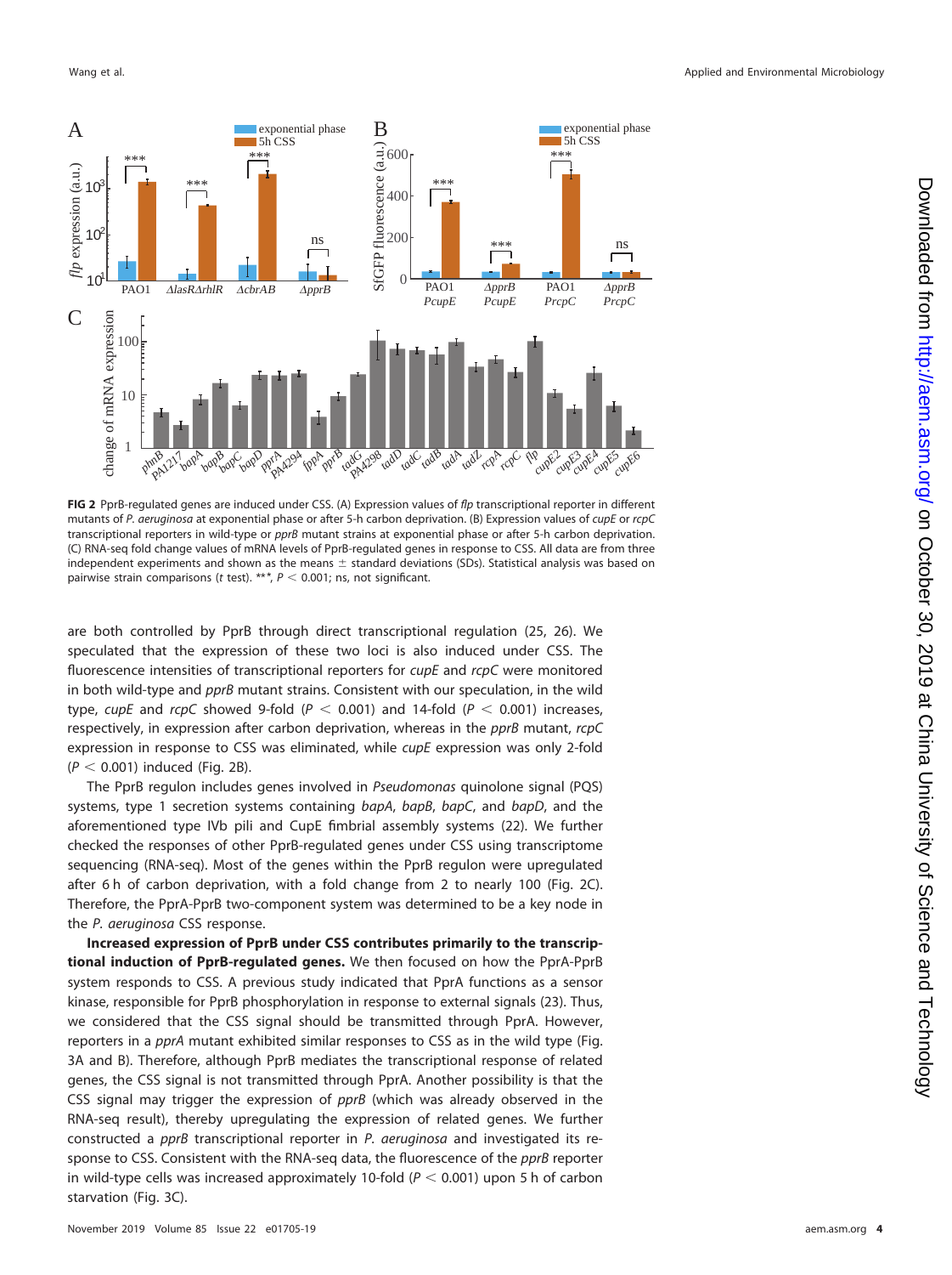**FIG 2** PprB-regulated genes are induced under CSS. (A) Expression values of *flp* transcriptional reporter in different mutants of *P. aeruginosa* at exponential phase or after 5-h carbon deprivation. (B) Expression values of *cupE* or *rcpC* transcriptional reporters in wild-type or *pprB* mutant strains at exponential phase or after 5-h carbon deprivation. (C) RNA-seq fold change values of mRNA levels of PprB-regulated genes in response to CSS. All data are from three independent experiments and shown as the means ± standard deviations (SDs). Statistical analysis was based on pairwise strain comparisons (*t* test). ***, $P < 0.001$; ns, not significant.

are both controlled by PprB through direct transcriptional regulation (25, 26). We speculated that the expression of these two loci is also induced under CSS. The fluorescence intensities of transcriptional reporters for *cupE* and *rcpC* were monitored in both wild-type and *pprB* mutant strains. Consistent with our speculation, in the wild type, *cupE* and *rcpC* showed 9-fold ($P < 0.001$) and 14-fold ($P < 0.001$) increases, respectively, in expression after carbon deprivation, whereas in the *pprB* mutant, *rcpC* expression in response to CSS was eliminated, while *cupE* expression was only 2-fold ($P < 0.001$) induced (Fig. 2B).

The PprB regulon includes genes involved in *Pseudomonas* quinolone signal (PQS) systems, type 1 secretion systems containing *bapA*, *bapB*, *bapC*, and *bapD*, and the aforementioned type IVb pili and CupE fimbrial assembly systems (22). We further checked the responses of other PprB-regulated genes under CSS using transcriptome sequencing (RNA-seq). Most of the genes within the PprB regulon were upregulated after 6 h of carbon deprivation, with a fold change from 2 to nearly 100 (Fig. 2C). Therefore, the PprA-PprB two-component system was determined to be a key node in the *P. aeruginosa* CSS response.

**Increased expression of PprB under CSS contributes primarily to the transcriptional induction of PprB-regulated genes.** We then focused on how the PprA-PprB system responds to CSS. A previous study indicated that PprA functions as a sensor kinase, responsible for PprB phosphorylation in response to external signals (23). Thus, we considered that the CSS signal should be transmitted through PprA. However, reporters in a *pprA* mutant exhibited similar responses to CSS as in the wild type (Fig. 3A and B). Therefore, although PprB mediates the transcriptional response of related genes, the CSS signal is not transmitted through PprA. Another possibility is that the CSS signal may trigger the expression of *pprB* (which was already observed in the RNA-seq result), thereby upregulating the expression of related genes. We further constructed a *pprB* transcriptional reporter in *P. aeruginosa* and investigated its response to CSS. Consistent with the RNA-seq data, the fluorescence of the *pprB* reporter in wild-type cells was increased approximately 10-fold ($P < 0.001$) upon 5 h of carbon starvation (Fig. 3C).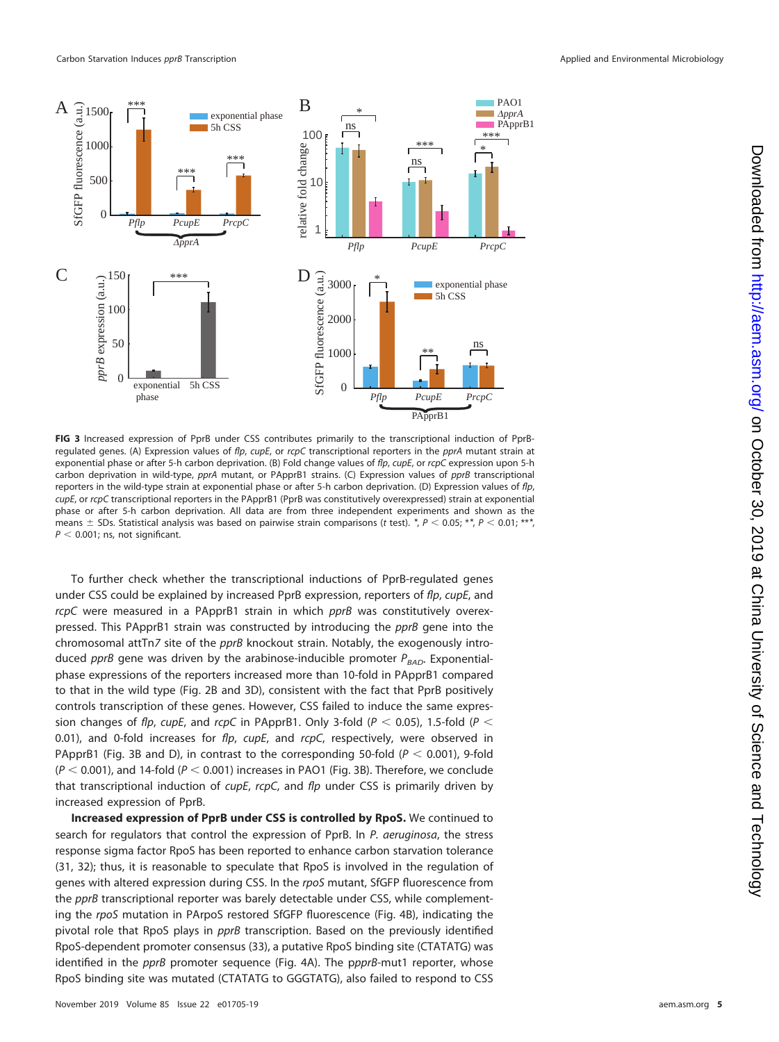**FIG 3** Increased expression of PprB under CSS contributes primarily to the transcriptional induction of PprB-regulated genes. (A) Expression values of *flp*, *cupE*, or *rcpC* transcriptional reporters in the *pprA* mutant strain at exponential phase or after 5-h carbon deprivation. (B) Fold change values of *flp*, *cupE*, or *rcpC* expression upon 5-h carbon deprivation in wild-type, *pprA* mutant, or PApprB1 strains. (C) Expression values of *pprB* transcriptional reporters in the wild-type strain at exponential phase or after 5-h carbon deprivation. (D) Expression values of *flp*, *cupE*, or *rcpC* transcriptional reporters in the PApprB1 (PprB was constitutively overexpressed) strain at exponential phase or after 5-h carbon deprivation. All data are from three independent experiments and shown as the means ± SDs. Statistical analysis was based on pairwise strain comparisons (*t* test). *, $P < 0.05$; **, $P < 0.01$; ***, $P < 0.001$; ns, not significant.

To further check whether the transcriptional inductions of PprB-regulated genes under CSS could be explained by increased PprB expression, reporters of *flp*, *cupE*, and *rcpC* were measured in a PApprB1 strain in which *pprB* was constitutively overexpressed. This PApprB1 strain was constructed by introducing the *pprB* gene into the chromosomal attTn*7* site of the *pprB* knockout strain. Notably, the exogenously introduced *pprB* gene was driven by the arabinose-inducible promoter $P_{BAD}$. Exponential-phase expressions of the reporters increased more than 10-fold in PApprB1 compared to that in the wild type (Fig. 2B and 3D), consistent with the fact that PprB positively controls transcription of these genes. However, CSS failed to induce the same expression changes of *flp*, *cupE*, and *rcpC* in PApprB1. Only 3-fold ($P < 0.05$), 1.5-fold ($P < 0.01$), and 0-fold increases for *flp*, *cupE*, and *rcpC*, respectively, were observed in PApprB1 (Fig. 3B and D), in contrast to the corresponding 50-fold ($P < 0.001$), 9-fold ($P < 0.001$), and 14-fold ($P < 0.001$) increases in PAO1 (Fig. 3B). Therefore, we conclude that transcriptional induction of *cupE*, *rcpC*, and *flp* under CSS is primarily driven by increased expression of PprB.

**Increased expression of PprB under CSS is controlled by RpoS.** We continued to search for regulators that control the expression of PprB. In *P. aeruginosa*, the stress response sigma factor RpoS has been reported to enhance carbon starvation tolerance (31, 32); thus, it is reasonable to speculate that RpoS is involved in the regulation of genes with altered expression during CSS. In the *rpoS* mutant, SfGFP fluorescence from the *pprB* transcriptional reporter was barely detectable under CSS, while complementing the *rpoS* mutation in PArpoS restored SfGFP fluorescence (Fig. 4B), indicating the pivotal role that RpoS plays in *pprB* transcription. Based on the previously identified RpoS-dependent promoter consensus (33), a putative RpoS binding site (CTATATG) was identified in the *pprB* promoter sequence (Fig. 4A). The p*pprB*-mut1 reporter, whose RpoS binding site was mutated (CTATATG to GGGTATG), also failed to respond to CSS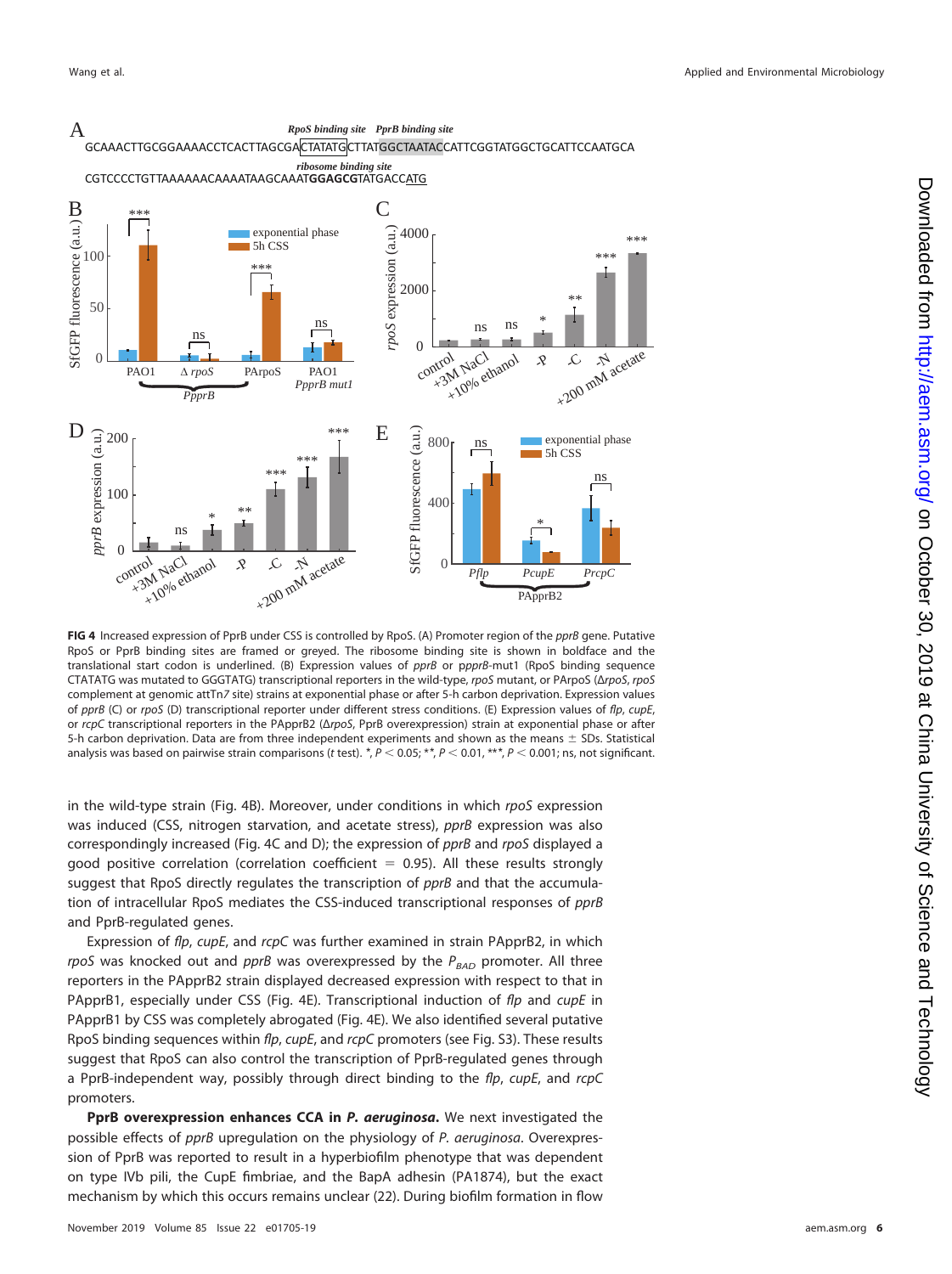**FIG 4** Increased expression of PprB under CSS is controlled by RpoS. (A) Promoter region of the *pprB* gene. Putative RpoS or PprB binding sites are framed or greyed. The ribosome binding site is shown in boldface and the translational start codon is underlined. (B) Expression values of *pprB* or *ppprB*-mut1 (RpoS binding sequence CTATATG was mutated to GGGTATG) transcriptional reporters in the wild-type, *rpoS* mutant, or PArpoS (Δ*rpoS*, *rpoS* complement at genomic attTn7 site) strains at exponential phase or after 5-h carbon deprivation. Expression values of *pprB* (C) or *rpoS* (D) transcriptional reporter under different stress conditions. (E) Expression values of *flp*, *cupE*, or *rcpC* transcriptional reporters in the PApprB2 (Δ*rpoS*, PprB overexpression) strain at exponential phase or after 5-h carbon deprivation. Data are from three independent experiments and shown as the means ± SDs. Statistical analysis was based on pairwise strain comparisons (*t* test). *, $P < 0.05$; **, $P < 0.01$, ***, $P < 0.001$; ns, not significant.

in the wild-type strain (Fig. 4B). Moreover, under conditions in which *rpoS* expression was induced (CSS, nitrogen starvation, and acetate stress), *pprB* expression was also correspondingly increased (Fig. 4C and D); the expression of *pprB* and *rpoS* displayed a good positive correlation (correlation coefficient = 0.95). All these results strongly suggest that RpoS directly regulates the transcription of *pprB* and that the accumulation of intracellular RpoS mediates the CSS-induced transcriptional responses of *pprB* and PprB-regulated genes.

Expression of *flp*, *cupE*, and *rcpC* was further examined in strain PApprB2, in which *rpoS* was knocked out and *pprB* was overexpressed by the $P_{BAD}$ promoter. All three reporters in the PApprB2 strain displayed decreased expression with respect to that in PApprB1, especially under CSS (Fig. 4E). Transcriptional induction of *flp* and *cupE* in PApprB1 by CSS was completely abrogated (Fig. 4E). We also identified several putative RpoS binding sequences within *flp*, *cupE*, and *rcpC* promoters (see Fig. S3). These results suggest that RpoS can also control the transcription of PprB-regulated genes through a PprB-independent way, possibly through direct binding to the *flp*, *cupE*, and *rcpC* promoters.

**PprB overexpression enhances CCA in *P. aeruginosa*.** We next investigated the possible effects of *pprB* upregulation on the physiology of *P. aeruginosa*. Overexpression of PprB was reported to result in a hyperbiofilm phenotype that was dependent on type IVb pili, the CupE fimbriae, and the BapA adhesin (PA1874), but the exact mechanism by which this occurs remains unclear (22). During biofilm formation in flow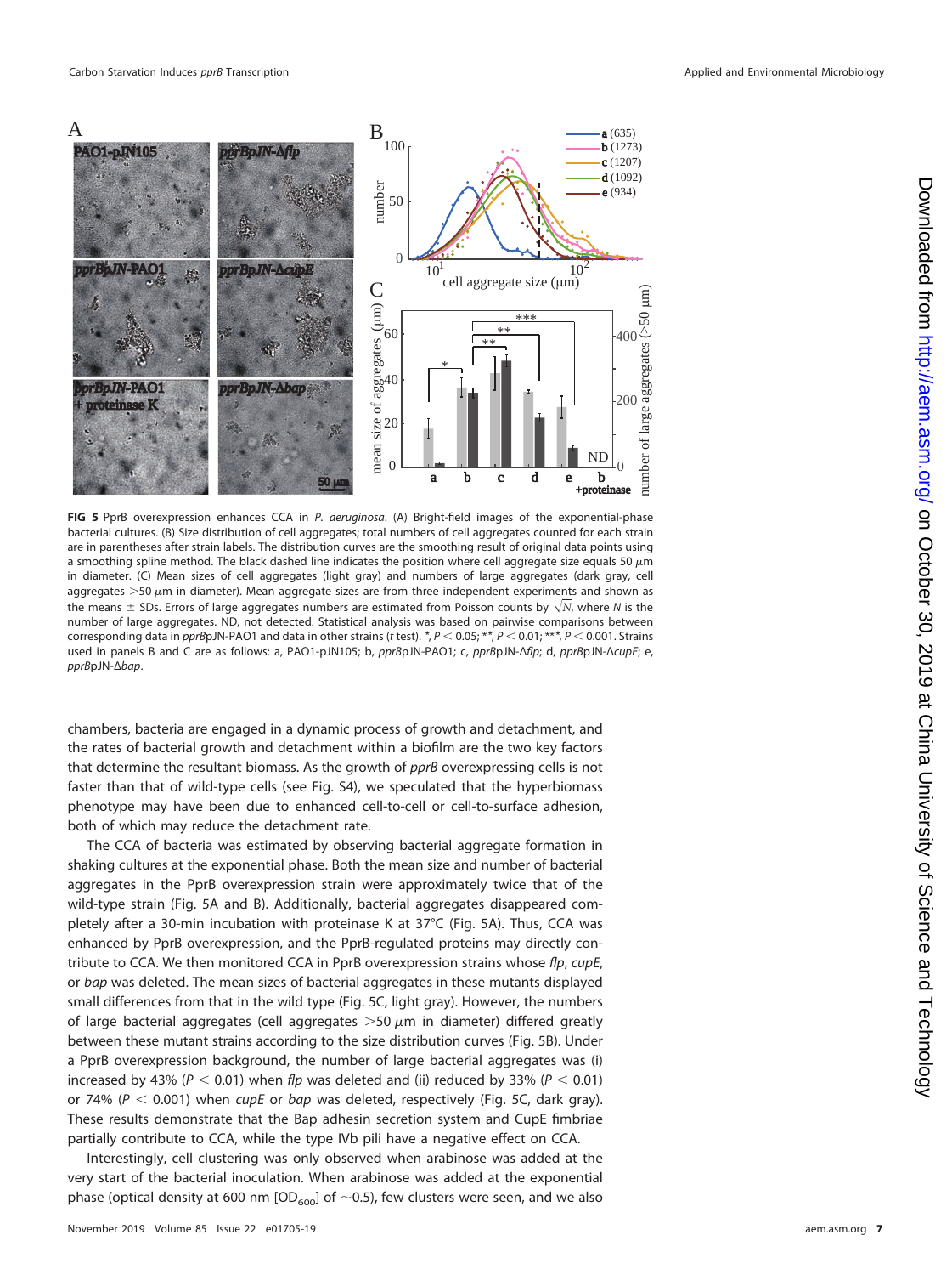**FIG 5** PprB overexpression enhances CCA in *P. aeruginosa*. (A) Bright-field images of the exponential-phase bacterial cultures. (B) Size distribution of cell aggregates; total numbers of cell aggregates counted for each strain are in parentheses after strain labels. The distribution curves are the smoothing result of original data points using a smoothing spline method. The black dashed line indicates the position where cell aggregate size equals 50 $\mu$m in diameter. (C) Mean sizes of cell aggregates (light gray) and numbers of large aggregates (dark gray, cell aggregates >50 $\mu$m in diameter). Mean aggregate sizes are from three independent experiments and shown as the means ± SDs. Errors of large aggregates numbers are estimated from Poisson counts by $\sqrt{N}$, where *N* is the number of large aggregates. ND, not detected. Statistical analysis was based on pairwise comparisons between corresponding data in *pprB*pJN-PAO1 and data in other strains (*t* test). *, $P < 0.05$; **, $P < 0.01$; ***, $P < 0.001$. Strains used in panels B and C are as follows: a, PAO1-pJN105; b, *pprB*pJN-PAO1; c, *pprB*pJN-Δ*flp*; d, *pprB*pJN-Δ*cupE*; e, *pprB*pJN-Δ*bap*.

chambers, bacteria are engaged in a dynamic process of growth and detachment, and the rates of bacterial growth and detachment within a biofilm are the two key factors that determine the resultant biomass. As the growth of *pprB* overexpressing cells is not faster than that of wild-type cells (see Fig. S4), we speculated that the hyperbiomass phenotype may have been due to enhanced cell-to-cell or cell-to-surface adhesion, both of which may reduce the detachment rate.

The CCA of bacteria was estimated by observing bacterial aggregate formation in shaking cultures at the exponential phase. Both the mean size and number of bacterial aggregates in the PprB overexpression strain were approximately twice that of the wild-type strain (Fig. 5A and B). Additionally, bacterial aggregates disappeared completely after a 30-min incubation with proteinase K at 37°C (Fig. 5A). Thus, CCA was enhanced by PprB overexpression, and the PprB-regulated proteins may directly contribute to CCA. We then monitored CCA in PprB overexpression strains whose *flp*, *cupE*, or *bap* was deleted. The mean sizes of bacterial aggregates in these mutants displayed small differences from that in the wild type (Fig. 5C, light gray). However, the numbers of large bacterial aggregates (cell aggregates >50 $\mu$m in diameter) differed greatly between these mutant strains according to the size distribution curves (Fig. 5B). Under a PprB overexpression background, the number of large bacterial aggregates was (i) increased by 43% ($P < 0.01$) when *flp* was deleted and (ii) reduced by 33% ($P < 0.01$) or 74% ($P < 0.001$) when *cupE* or *bap* was deleted, respectively (Fig. 5C, dark gray). These results demonstrate that the Bap adhesin secretion system and CupE fimbriae partially contribute to CCA, while the type IVb pili have a negative effect on CCA.

Interestingly, cell clustering was only observed when arabinose was added at the very start of the bacterial inoculation. When arabinose was added at the exponential phase (optical density at 600 nm [$OD_{600}$] of ~0.5), few clusters were seen, and we also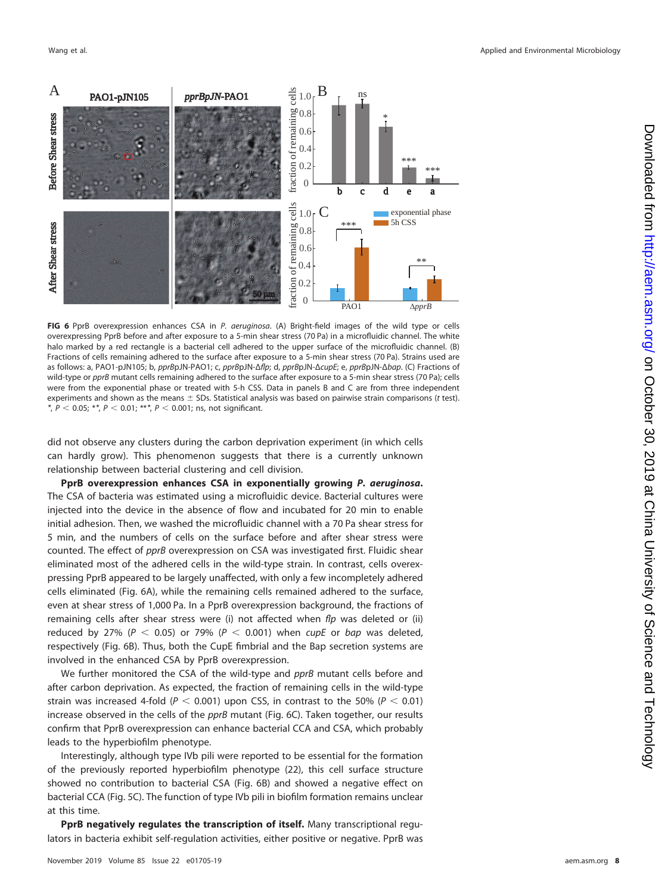**FIG 6** PprB overexpression enhances CSA in *P. aeruginosa*. (A) Bright-field images of the wild type or cells overexpressing PprB before and after exposure to a 5-min shear stress (70 Pa) in a microfluidic channel. The white halo marked by a red rectangle is a bacterial cell adhered to the upper surface of the microfluidic channel. (B) Fractions of cells remaining adhered to the surface after exposure to a 5-min shear stress (70 Pa). Strains used are as follows: a, PAO1-pJN105; b, *pprB*pJN-PAO1; c, *pprB*pJN-Δ*flp*; d, *pprB*pJN-Δ*cupE*; e, *pprB*pJN-Δ*bap*. (C) Fractions of wild-type or *pprB* mutant cells remaining adhered to the surface after exposure to a 5-min shear stress (70 Pa); cells were from the exponential phase or treated with 5-h CSS. Data in panels B and C are from three independent experiments and shown as the means ± SDs. Statistical analysis was based on pairwise strain comparisons (*t* test). *, $P < 0.05$; **, $P < 0.01$; ***, $P < 0.001$; ns, not significant.

did not observe any clusters during the carbon deprivation experiment (in which cells can hardly grow). This phenomenon suggests that there is a currently unknown relationship between bacterial clustering and cell division.

**PprB overexpression enhances CSA in exponentially growing *P. aeruginosa*.** The CSA of bacteria was estimated using a microfluidic device. Bacterial cultures were injected into the device in the absence of flow and incubated for 20 min to enable initial adhesion. Then, we washed the microfluidic channel with a 70 Pa shear stress for 5 min, and the numbers of cells on the surface before and after shear stress were counted. The effect of *pprB* overexpression on CSA was investigated first. Fluidic shear eliminated most of the adhered cells in the wild-type strain. In contrast, cells overexpressing PprB appeared to be largely unaffected, with only a few incompletely adhered cells eliminated (Fig. 6A), while the remaining cells remained adhered to the surface, even at shear stress of 1,000 Pa. In a PprB overexpression background, the fractions of remaining cells after shear stress were (i) not affected when *flp* was deleted or (ii) reduced by 27% ($P < 0.05$) or 79% ($P < 0.001$) when *cupE* or *bap* was deleted, respectively (Fig. 6B). Thus, both the CupE fimbrial and the Bap secretion systems are involved in the enhanced CSA by PprB overexpression.

We further monitored the CSA of the wild-type and *pprB* mutant cells before and after carbon deprivation. As expected, the fraction of remaining cells in the wild-type strain was increased 4-fold ($P < 0.001$) upon CSS, in contrast to the 50% ($P < 0.01$) increase observed in the cells of the *pprB* mutant (Fig. 6C). Taken together, our results confirm that PprB overexpression can enhance bacterial CCA and CSA, which probably leads to the hyperbiofilm phenotype.

Interestingly, although type IVb pili were reported to be essential for the formation of the previously reported hyperbiofilm phenotype (22), this cell surface structure showed no contribution to bacterial CSA (Fig. 6B) and showed a negative effect on bacterial CCA (Fig. 5C). The function of type IVb pili in biofilm formation remains unclear at this time.

**PprB negatively regulates the transcription of itself.** Many transcriptional regulators in bacteria exhibit self-regulation activities, either positive or negative. PprB was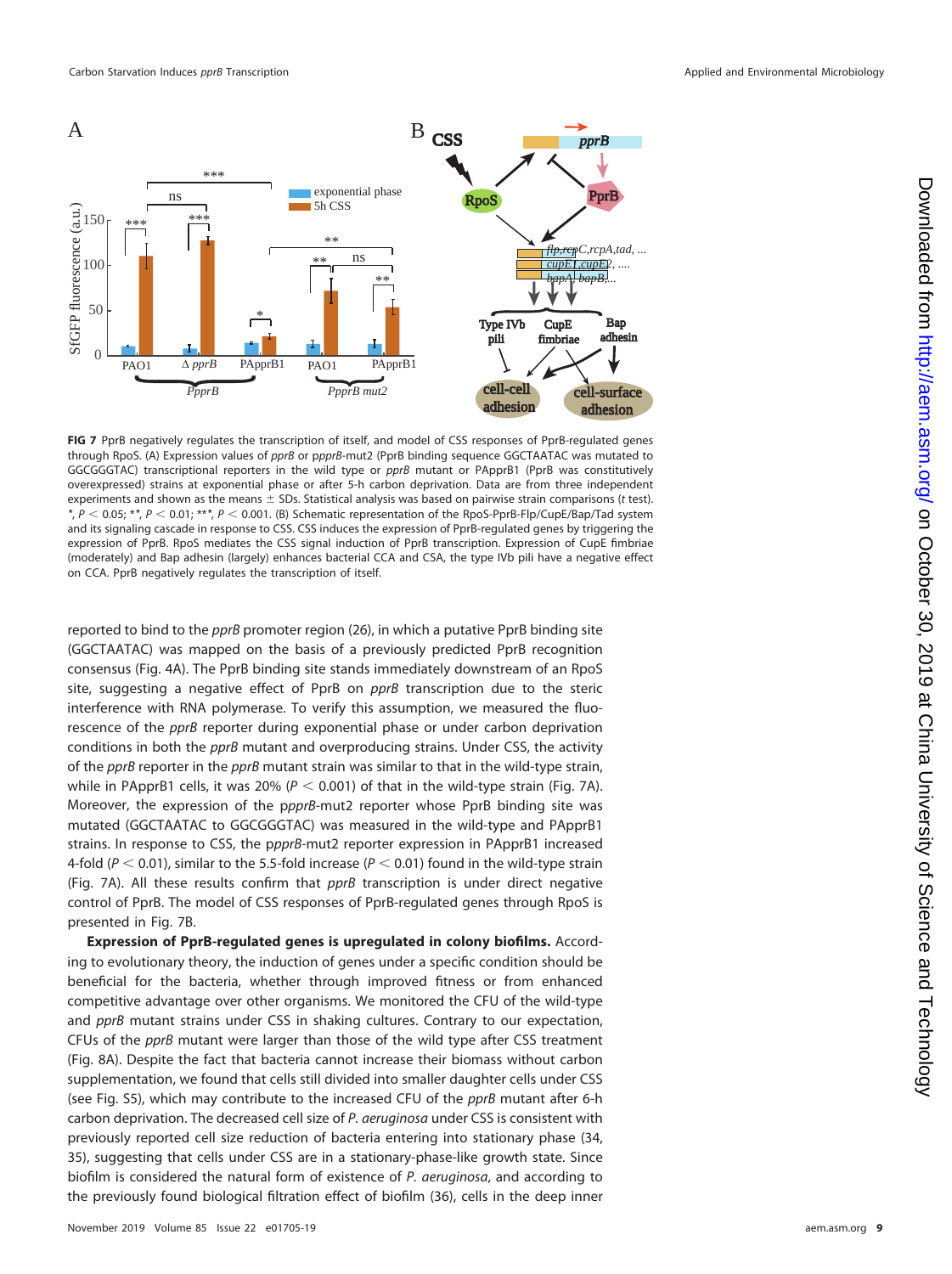**FIG 7** PprB negatively regulates the transcription of itself, and model of CSS responses of PprB-regulated genes through RpoS. (A) Expression values of *pprB* or p*pprB*-mut2 (PprB binding sequence GGCTAATAC was mutated to GGCGGGTAC) transcriptional reporters in the wild type or *pprB* mutant or PApprB1 (PprB was constitutively overexpressed) strains at exponential phase or after 5-h carbon deprivation. Data are from three independent experiments and shown as the means ± SDs. Statistical analysis was based on pairwise strain comparisons (*t* test). *, $P < 0.05$; **, $P < 0.01$; ***, $P < 0.001$. (B) Schematic representation of the RpoS-PprB-Flp/CupE/Bap/Tad system and its signaling cascade in response to CSS. CSS induces the expression of PprB-regulated genes by triggering the expression of PprB. RpoS mediates the CSS signal induction of PprB transcription. Expression of CupE fimbriae (moderately) and Bap adhesin (largely) enhances bacterial CCA and CSA, the type IVb pili have a negative effect on CCA. PprB negatively regulates the transcription of itself.

reported to bind to the *pprB* promoter region (26), in which a putative PprB binding site (GGCTAATAC) was mapped on the basis of a previously predicted PprB recognition consensus (Fig. 4A). The PprB binding site stands immediately downstream of an RpoS site, suggesting a negative effect of PprB on *pprB* transcription due to the steric interference with RNA polymerase. To verify this assumption, we measured the fluorescence of the *pprB* reporter during exponential phase or under carbon deprivation conditions in both the *pprB* mutant and overproducing strains. Under CSS, the activity of the *pprB* reporter in the *pprB* mutant strain was similar to that in the wild-type strain, while in PApprB1 cells, it was 20% ($P < 0.001$) of that in the wild-type strain (Fig. 7A). Moreover, the expression of the p*pprB*-mut2 reporter whose PprB binding site was mutated (GGCTAATAC to GGCGGGTAC) was measured in the wild-type and PApprB1 strains. In response to CSS, the p*pprB*-mut2 reporter expression in PApprB1 increased 4-fold ($P < 0.01$), similar to the 5.5-fold increase ($P < 0.01$) found in the wild-type strain (Fig. 7A). All these results confirm that *pprB* transcription is under direct negative control of PprB. The model of CSS responses of PprB-regulated genes through RpoS is presented in Fig. 7B.

**Expression of PprB-regulated genes is upregulated in colony biofilms.** According to evolutionary theory, the induction of genes under a specific condition should be beneficial for the bacteria, whether through improved fitness or from enhanced competitive advantage over other organisms. We monitored the CFU of the wild-type and *pprB* mutant strains under CSS in shaking cultures. Contrary to our expectation, CFUs of the *pprB* mutant were larger than those of the wild type after CSS treatment (Fig. 8A). Despite the fact that bacteria cannot increase their biomass without carbon supplementation, we found that cells still divided into smaller daughter cells under CSS (see Fig. S5), which may contribute to the increased CFU of the *pprB* mutant after 6-h carbon deprivation. The decreased cell size of *P. aeruginosa* under CSS is consistent with previously reported cell size reduction of bacteria entering into stationary phase (34, 35), suggesting that cells under CSS are in a stationary-phase-like growth state. Since biofilm is considered the natural form of existence of *P. aeruginosa*, and according to the previously found biological filtration effect of biofilm (36), cells in the deep inner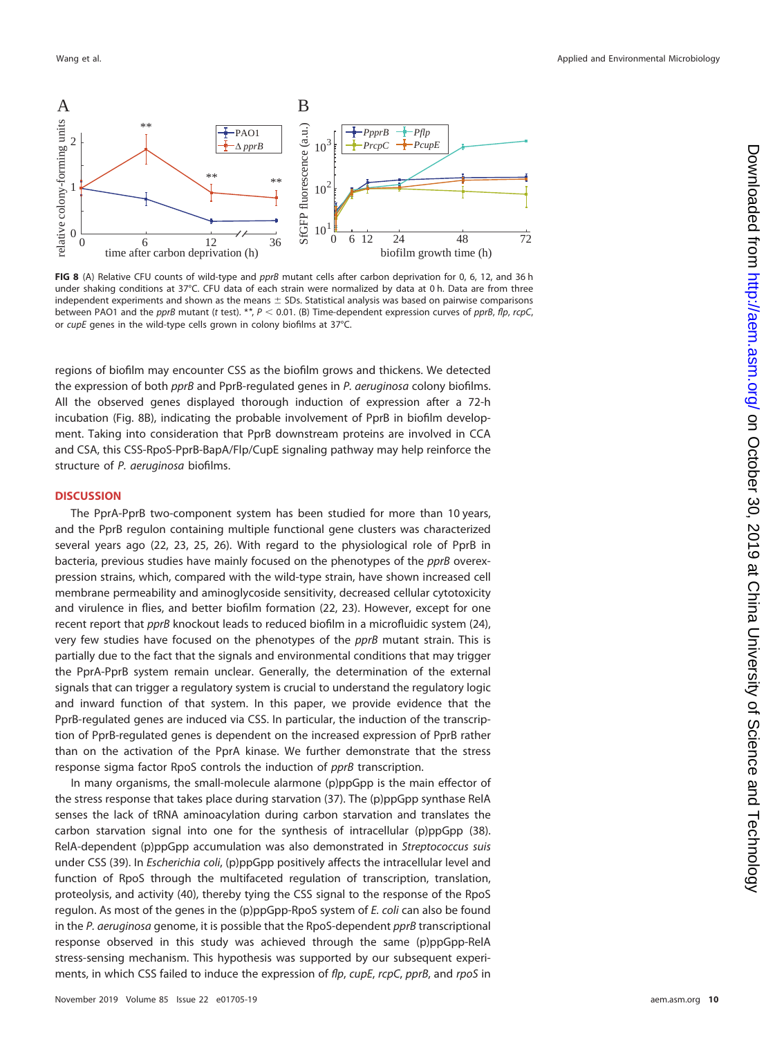**FIG 8** (A) Relative CFU counts of wild-type and *pprB* mutant cells after carbon deprivation for 0, 6, 12, and 36 h under shaking conditions at 37°C. CFU data of each strain were normalized by data at 0 h. Data are from three independent experiments and shown as the means ± SDs. Statistical analysis was based on pairwise comparisons between PAO1 and the *pprB* mutant (*t* test). **, $P < 0.01$. (B) Time-dependent expression curves of *pprB*, *flp*, *rcpC*, or *cupE* genes in the wild-type cells grown in colony biofilms at 37°C.

regions of biofilm may encounter CSS as the biofilm grows and thickens. We detected the expression of both *pprB* and PprB-regulated genes in *P. aeruginosa* colony biofilms. All the observed genes displayed thorough induction of expression after a 72-h incubation (Fig. 8B), indicating the probable involvement of PprB in biofilm development. Taking into consideration that PprB downstream proteins are involved in CCA and CSA, this CSS-RpoS-PprB-BapA/Flp/CupE signaling pathway may help reinforce the structure of *P. aeruginosa* biofilms.

## DISCUSSION

The PprA-PprB two-component system has been studied for more than 10 years, and the PprB regulon containing multiple functional gene clusters was characterized several years ago (22, 23, 25, 26). With regard to the physiological role of PprB in bacteria, previous studies have mainly focused on the phenotypes of the *pprB* overexpression strains, which, compared with the wild-type strain, have shown increased cell membrane permeability and aminoglycoside sensitivity, decreased cellular cytotoxicity and virulence in flies, and better biofilm formation (22, 23). However, except for one recent report that *pprB* knockout leads to reduced biofilm in a microfluidic system (24), very few studies have focused on the phenotypes of the *pprB* mutant strain. This is partially due to the fact that the signals and environmental conditions that may trigger the PprA-PprB system remain unclear. Generally, the determination of the external signals that can trigger a regulatory system is crucial to understand the regulatory logic and inward function of that system. In this paper, we provide evidence that the PprB-regulated genes are induced via CSS. In particular, the induction of the transcription of PprB-regulated genes is dependent on the increased expression of PprB rather than on the activation of the PprA kinase. We further demonstrate that the stress response sigma factor RpoS controls the induction of *pprB* transcription.

In many organisms, the small-molecule alarmone (p)ppGpp is the main effector of the stress response that takes place during starvation (37). The (p)ppGpp synthase RelA senses the lack of tRNA aminoacylation during carbon starvation and translates the carbon starvation signal into one for the synthesis of intracellular (p)ppGpp (38). RelA-dependent (p)ppGpp accumulation was also demonstrated in *Streptococcus suis* under CSS (39). In *Escherichia coli*, (p)ppGpp positively affects the intracellular level and function of RpoS through the multifaceted regulation of transcription, translation, proteolysis, and activity (40), thereby tying the CSS signal to the response of the RpoS regulon. As most of the genes in the (p)ppGpp-RpoS system of *E. coli* can also be found in the *P. aeruginosa* genome, it is possible that the RpoS-dependent *pprB* transcriptional response observed in this study was achieved through the same (p)ppGpp-RelA stress-sensing mechanism. This hypothesis was supported by our subsequent experiments, in which CSS failed to induce the expression of *flp*, *cupE*, *rcpC*, *pprB*, and *rpoS* in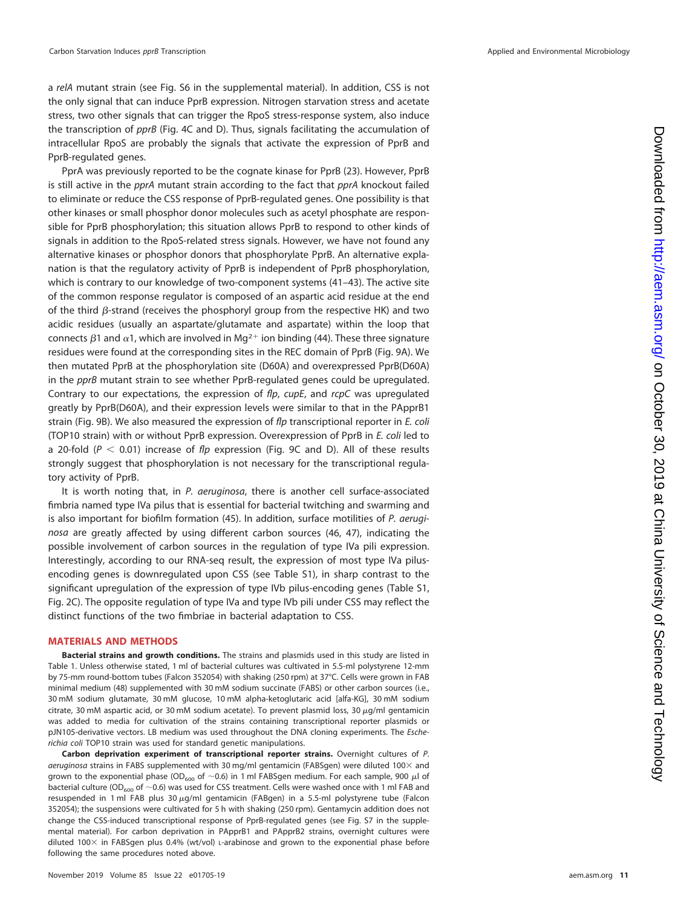a *relA* mutant strain (see Fig. S6 in the supplemental material). In addition, CSS is not the only signal that can induce PprB expression. Nitrogen starvation stress and acetate stress, two other signals that can trigger the RpoS stress-response system, also induce the transcription of *pprB* (Fig. 4C and D). Thus, signals facilitating the accumulation of intracellular RpoS are probably the signals that activate the expression of PprB and PprB-regulated genes.

PprA was previously reported to be the cognate kinase for PprB (23). However, PprB is still active in the *pprA* mutant strain according to the fact that *pprA* knockout failed to eliminate or reduce the CSS response of PprB-regulated genes. One possibility is that other kinases or small phosphor donor molecules such as acetyl phosphate are responsible for PprB phosphorylation; this situation allows PprB to respond to other kinds of signals in addition to the RpoS-related stress signals. However, we have not found any alternative kinases or phosphor donors that phosphorylate PprB. An alternative explanation is that the regulatory activity of PprB is independent of PprB phosphorylation, which is contrary to our knowledge of two-component systems (41–43). The active site of the common response regulator is composed of an aspartic acid residue at the end of the third $\beta$-strand (receives the phosphoryl group from the respective HK) and two acidic residues (usually an aspartate/glutamate and aspartate) within the loop that connects $\beta1$ and $\alpha1$, which are involved in $Mg^{2+}$ ion binding (44). These three signature residues were found at the corresponding sites in the REC domain of PprB (Fig. 9A). We then mutated PprB at the phosphorylation site (D60A) and overexpressed PprB(D60A) in the *pprB* mutant strain to see whether PprB-regulated genes could be upregulated. Contrary to our expectations, the expression of *flp*, *cupE*, and *rcpC* was upregulated greatly by PprB(D60A), and their expression levels were similar to that in the PApprB1 strain (Fig. 9B). We also measured the expression of *flp* transcriptional reporter in *E. coli* (TOP10 strain) with or without PprB expression. Overexpression of PprB in *E. coli* led to a 20-fold ($P < 0.01$) increase of *flp* expression (Fig. 9C and D). All of these results strongly suggest that phosphorylation is not necessary for the transcriptional regulatory activity of PprB.

It is worth noting that, in *P. aeruginosa*, there is another cell surface-associated fimbria named type IVa pilus that is essential for bacterial twitching and swarming and is also important for biofilm formation (45). In addition, surface motilities of *P. aeruginosa* are greatly affected by using different carbon sources (46, 47), indicating the possible involvement of carbon sources in the regulation of type IVa pili expression. Interestingly, according to our RNA-seq result, the expression of most type IVa pilus-encoding genes is downregulated upon CSS (see Table S1), in sharp contrast to the significant upregulation of the expression of type IVb pilus-encoding genes (Table S1, Fig. 2C). The opposite regulation of type IVa and type IVb pili under CSS may reflect the distinct functions of the two fimbriae in bacterial adaptation to CSS.

## MATERIALS AND METHODS

**Bacterial strains and growth conditions.** The strains and plasmids used in this study are listed in Table 1. Unless otherwise stated, 1 ml of bacterial cultures was cultivated in 5.5-ml polystyrene 12-mm by 75-mm round-bottom tubes (Falcon 352054) with shaking (250 rpm) at 37°C. Cells were grown in FAB minimal medium (48) supplemented with 30 mM sodium succinate (FABS) or other carbon sources (i.e., 30 mM sodium glutamate, 30 mM glucose, 10 mM alpha-ketoglutaric acid [alfa-KG], 30 mM sodium citrate, 30 mM aspartic acid, or 30 mM sodium acetate). To prevent plasmid loss, 30 $\mu$g/ml gentamicin was added to media for cultivation of the strains containing transcriptional reporter plasmids or pJN105-derivative vectors. LB medium was used throughout the DNA cloning experiments. The *Escherichia coli* TOP10 strain was used for standard genetic manipulations.

**Carbon deprivation experiment of transcriptional reporter strains.** Overnight cultures of *P. aeruginosa* strains in FABS supplemented with 30 mg/ml gentamicin (FABSgen) were diluted 100× and grown to the exponential phase ($OD_{600}$ of ~0.6) in 1 ml FABSgen medium. For each sample, 900 $\mu$l of bacterial culture ($OD_{600}$ of ~0.6) was used for CSS treatment. Cells were washed once with 1 ml FAB and resuspended in 1 ml FAB plus 30 $\mu$g/ml gentamicin (FABgen) in a 5.5-ml polystyrene tube (Falcon 352054); the suspensions were cultivated for 5 h with shaking (250 rpm). Gentamycin addition does not change the CSS-induced transcriptional response of PprB-regulated genes (see Fig. S7 in the supplemental material). For carbon deprivation in PApprB1 and PApprB2 strains, overnight cultures were diluted 100× in FABSgen plus 0.4% (wt/vol) L-arabinose and grown to the exponential phase before following the same procedures noted above.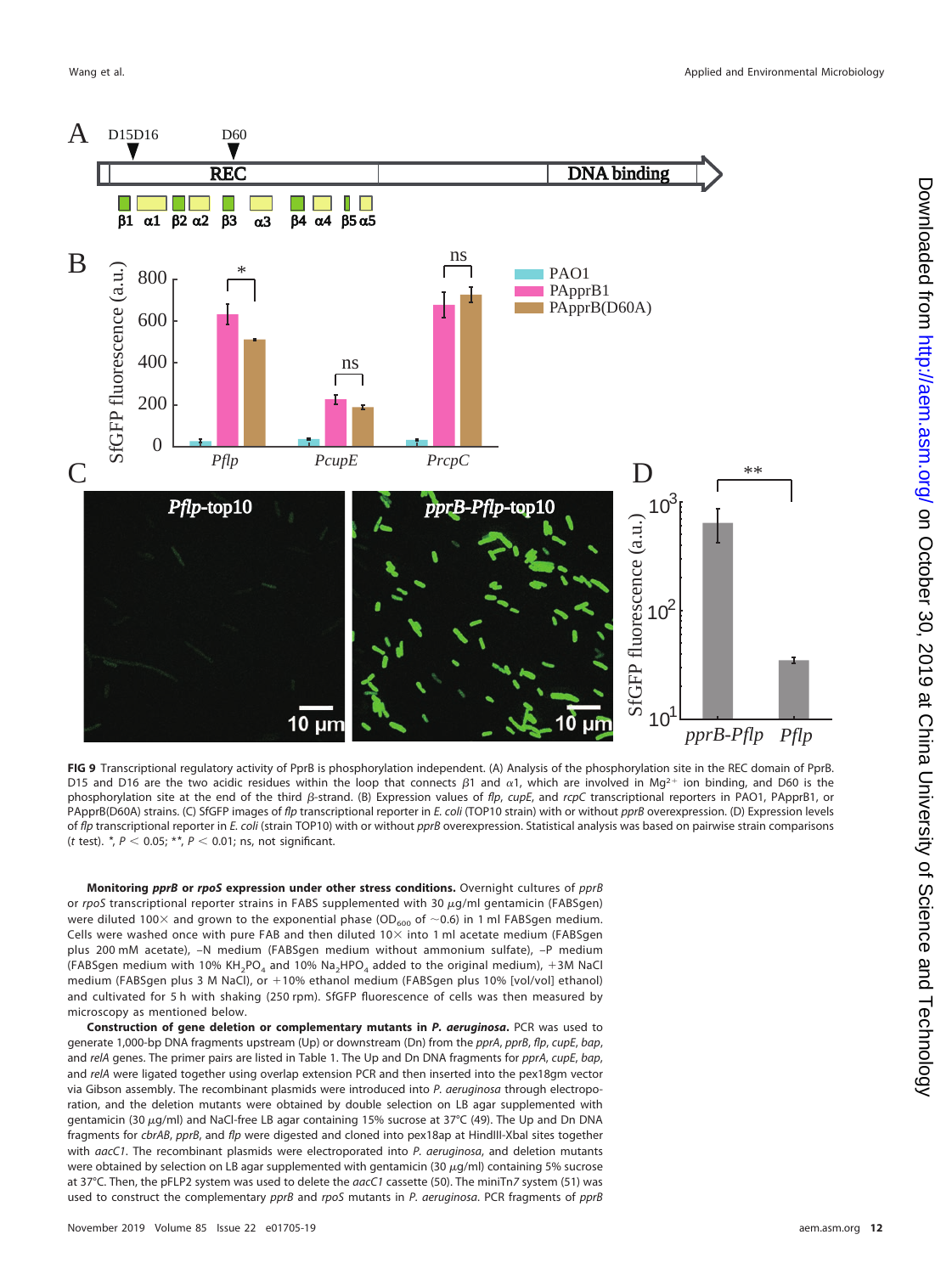**FIG 9** Transcriptional regulatory activity of PprB is phosphorylation independent. (A) Analysis of the phosphorylation site in the REC domain of PprB. D15 and D16 are the two acidic residues within the loop that connects β1 and α1, which are involved in $Mg^{2+}$ ion binding, and D60 is the phosphorylation site at the end of the third β-strand. (B) Expression values of *flp*, *cupE*, and *rcpC* transcriptional reporters in PAO1, PApprB1, or PApprB(D60A) strains. (C) SfGFP images of *flp* transcriptional reporter in *E. coli* (TOP10 strain) with or without *pprB* overexpression. (D) Expression levels of *flp* transcriptional reporter in *E. coli* (strain TOP10) with or without *pprB* overexpression. Statistical analysis was based on pairwise strain comparisons (*t* test). *, $P < 0.05$; **, $P < 0.01$; ns, not significant.

**Monitoring *pprB* or *rpoS* expression under other stress conditions.** Overnight cultures of *pprB* or *rpoS* transcriptional reporter strains in FABS supplemented with 30 μg/ml gentamicin (FABSgen) were diluted 100× and grown to the exponential phase ($OD_{600}$ of ~0.6) in 1 ml FABSgen medium. Cells were washed once with pure FAB and then diluted 10× into 1 ml acetate medium (FABSgen plus 200 mM acetate), −N medium (FABSgen medium without ammonium sulfate), −P medium (FABSgen medium with 10% $KH_2PO_4$ and 10% $Na_2HPO_4$ added to the original medium), +3M NaCl medium (FABSgen plus 3 M NaCl), or +10% ethanol medium (FABSgen plus 10% [vol/vol] ethanol) and cultivated for 5 h with shaking (250 rpm). SfGFP fluorescence of cells was then measured by microscopy as mentioned below.

**Construction of gene deletion or complementary mutants in *P. aeruginosa*.** PCR was used to generate 1,000-bp DNA fragments upstream (Up) or downstream (Dn) from the *pprA*, *pprB*, *flp*, *cupE*, *bap*, and *relA* genes. The primer pairs are listed in Table 1. The Up and Dn DNA fragments for *pprA*, *cupE*, *bap*, and *relA* were ligated together using overlap extension PCR and then inserted into the pex18gm vector via Gibson assembly. The recombinant plasmids were introduced into *P. aeruginosa* through electroporation, and the deletion mutants were obtained by double selection on LB agar supplemented with gentamicin (30 μg/ml) and NaCl-free LB agar containing 15% sucrose at 37°C (49). The Up and Dn DNA fragments for *cbrAB*, *pprB*, and *flp* were digested and cloned into pex18ap at HindIII-XbaI sites together with *aacC1*. The recombinant plasmids were electroporated into *P. aeruginosa*, and deletion mutants were obtained by selection on LB agar supplemented with gentamicin (30 μg/ml) containing 5% sucrose at 37°C. Then, the pFLP2 system was used to delete the *aacC1* cassette (50). The miniTn*7* system (51) was used to construct the complementary *pprB* and *rpoS* mutants in *P. aeruginosa*. PCR fragments of *pprB*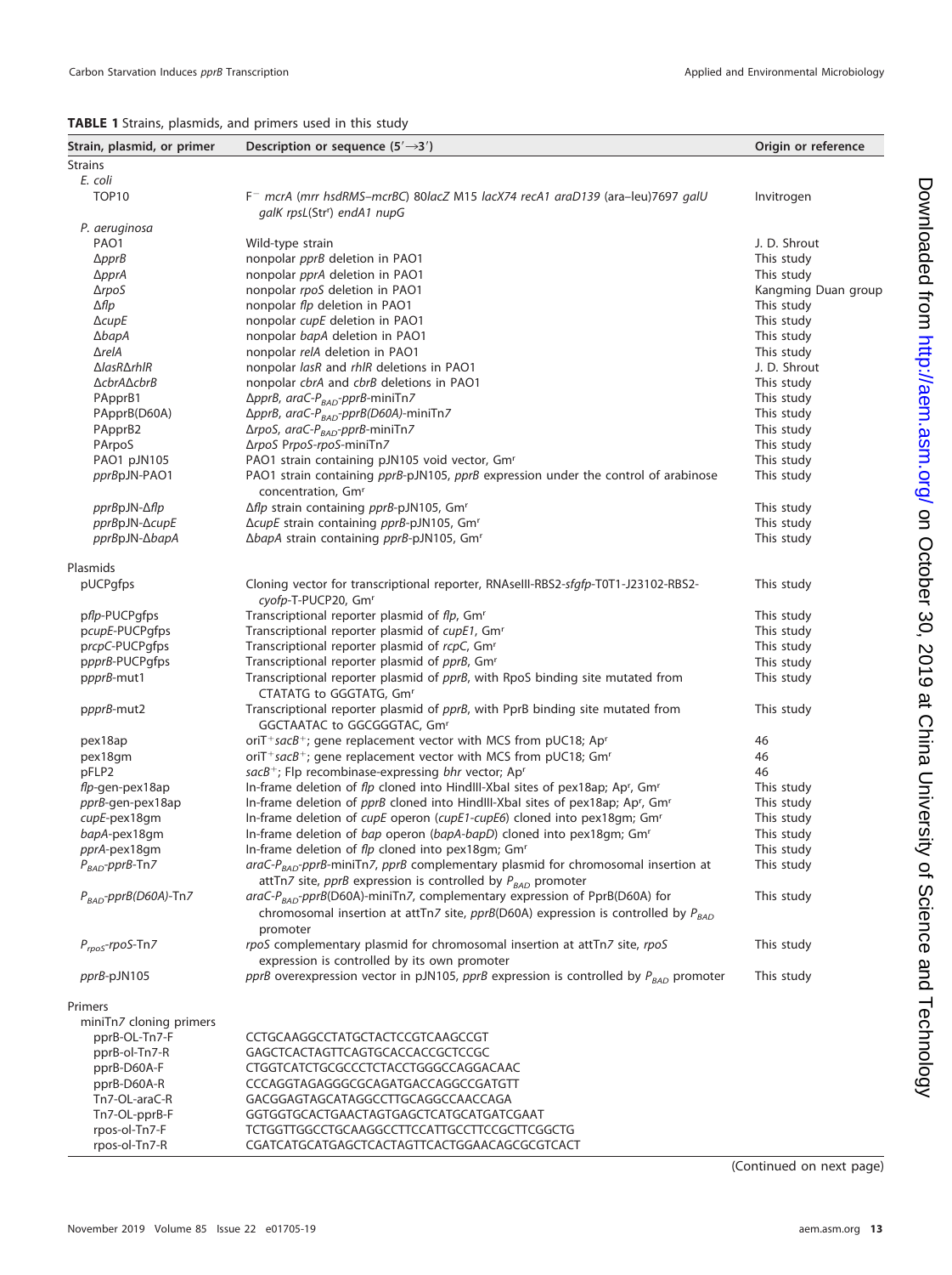**TABLE 1** Strains, plasmids, and primers used in this study

| Strain, plasmid, or primer | Description or sequence (5′→3′) | Origin or reference |
|---|---|---|
| Strains | | |
| *E. coli* | | |
| TOP10 | F⁻ *mcrA* (*mrr hsdRMS–mcrBC*) 80*lacZ* M15 *lacX74 recA1 araD139* (ara–leu)7697 *galU galK rpsL*(Str$^r$) *endA1 nupG* | Invitrogen |
| *P. aeruginosa* | | |
| PAO1 | Wild-type strain | J. D. Shrout |
| Δ*pprB* | nonpolar *pprB* deletion in PAO1 | This study |
| Δ*pprA* | nonpolar *pprA* deletion in PAO1 | This study |
| Δ*rpoS* | nonpolar *rpoS* deletion in PAO1 | Kangming Duan group |
| Δ*flp* | nonpolar *flp* deletion in PAO1 | This study |
| Δ*cupE* | nonpolar *cupE* deletion in PAO1 | This study |
| Δ*bapA* | nonpolar *bapA* deletion in PAO1 | This study |
| Δ*relA* | nonpolar *relA* deletion in PAO1 | This study |
| Δ*lasR*Δ*rhlR* | nonpolar *lasR* and *rhlR* deletions in PAO1 | J. D. Shrout |
| Δ*cbrA*Δ*cbrB* | nonpolar *cbrA* and *cbrB* deletions in PAO1 | This study |
| PApprB1 | Δ*pprB*, *araC-P$_{BAD}$-pprB*-miniTn*7* | This study |
| PApprB(D60A) | Δ*pprB*, *araC-P$_{BAD}$-pprB(D60A)*-miniTn*7* | This study |
| PApprB2 | Δ*rpoS*, *araC-P$_{BAD}$-pprB*-miniTn*7* | This study |
| PArpoS | Δ*rpoS* P*rpoS-rpoS*-miniTn*7* | This study |
| PAO1 pJN105 | PAO1 strain containing pJN105 void vector, Gm$^r$ | This study |
| *pprB*pJN-PAO1 | PAO1 strain containing *pprB*-pJN105, *pprB* expression under the control of arabinose concentration, Gm$^r$ | This study |
| *pprB*pJN-Δ*flp* | Δ*flp* strain containing *pprB*-pJN105, Gm$^r$ | This study |
| *pprB*pJN-Δ*cupE* | Δ*cupE* strain containing *pprB*-pJN105, Gm$^r$ | This study |
| *pprB*pJN-Δ*bapA* | Δ*bapA* strain containing *pprB*-pJN105, Gm$^r$ | This study |
| Plasmids | | |
| pUCPgfps | Cloning vector for transcriptional reporter, RNAseIII-RBS2-*sfgfp*-T0T1-J23102-RBS2-*cyofp*-T-PUCP20, Gm$^r$ | This study |
| p*flp*-PUCPgfps | Transcriptional reporter plasmid of *flp*, Gm$^r$ | This study |
| p*cupE*-PUCPgfps | Transcriptional reporter plasmid of *cupE1*, Gm$^r$ | This study |
| p*rcpC*-PUCPgfps | Transcriptional reporter plasmid of *rcpC*, Gm$^r$ | This study |
| p*pprB*-PUCPgfps | Transcriptional reporter plasmid of *pprB*, Gm$^r$ | This study |
| p*pprB*-mut1 | Transcriptional reporter plasmid of *pprB*, with RpoS binding site mutated from CTATATG to GGGTATG, Gm$^r$ | This study |
| p*pprB*-mut2 | Transcriptional reporter plasmid of *pprB*, with PprB binding site mutated from GGCTAATAC to GGCGGGTAC, Gm$^r$ | This study |
| pex18ap | oriT$^+$*sacB*$^+$; gene replacement vector with MCS from pUC18; Ap$^r$ | 46 |
| pex18gm | oriT$^+$*sacB*$^+$; gene replacement vector with MCS from pUC18; Gm$^r$ | 46 |
| pFLP2 | *sacB*$^+$; Flp recombinase-expressing *bhr* vector; Ap$^r$ | 46 |
| *flp*-gen-pex18ap | In-frame deletion of *flp* cloned into HindIII-XbaI sites of pex18ap; Ap$^r$, Gm$^r$ | This study |
| *pprB*-gen-pex18ap | In-frame deletion of *pprB* cloned into HindIII-XbaI sites of pex18ap; Ap$^r$, Gm$^r$ | This study |
| *cupE*-pex18gm | In-frame deletion of *cupE* operon (*cupE1-cupE6*) cloned into pex18gm; Gm$^r$ | This study |
| *bapA*-pex18gm | In-frame deletion of *bap* operon (*bapA-bapD*) cloned into pex18gm; Gm$^r$ | This study |
| *pprA*-pex18gm | In-frame deletion of *flp* cloned into pex18gm; Gm$^r$ | This study |
| *P$_{BAD}$-pprB*-Tn*7* | *araC-P$_{BAD}$-pprB*-miniTn*7*, *pprB* complementary plasmid for chromosomal insertion at attTn*7* site, *pprB* expression is controlled by *P$_{BAD}$* promoter | This study |
| *P$_{BAD}$-pprB(D60A)*-Tn*7* | *araC-P$_{BAD}$-pprB*(D60A)-miniTn*7*, complementary expression of PprB(D60A) for chromosomal insertion at attTn*7* site, *pprB*(D60A) expression is controlled by *P$_{BAD}$* promoter | This study |
| *P$_{rpoS}$-rpoS*-Tn*7* | *rpoS* complementary plasmid for chromosomal insertion at attTn*7* site, *rpoS* expression is controlled by its own promoter | This study |
| *pprB*-pJN105 | *pprB* overexpression vector in pJN105, *pprB* expression is controlled by *P$_{BAD}$* promoter | This study |
| Primers | | |
| miniTn*7* cloning primers | | |
| pprB-OL-Tn7-F | CCTGCAAGGCCTATGCTACTCCGTCAAGCCGT | |
| pprB-ol-Tn7-R | GAGCTCACTAGTTCAGTGCACCACCGCTCCGC | |
| pprB-D60A-F | CTGGTCATCTGCGCCCTCTACCTGGGCCAGGACAAC | |
| pprB-D60A-R | CCCAGGTAGAGGGCGCAGATGACCAGGCCGATGTT | |
| Tn7-OL-araC-R | GACGGAGTAGCATAGGCCTTGCAGGCCAACCAGA | |
| Tn7-OL-pprB-F | GGTGGTGCACTGAACTAGTGAGCTCATGCATGATCGAAT | |
| rpos-ol-Tn7-F | TCTGGTTGGCCTGCAAGGCCTTCCATTGCCTTCCGCTTCGGCTG | |
| rpos-ol-Tn7-R | CGATCATGCATGAGCTCACTAGTTCACTGGAACAGCGCGTCACT | |

(Continued on next page)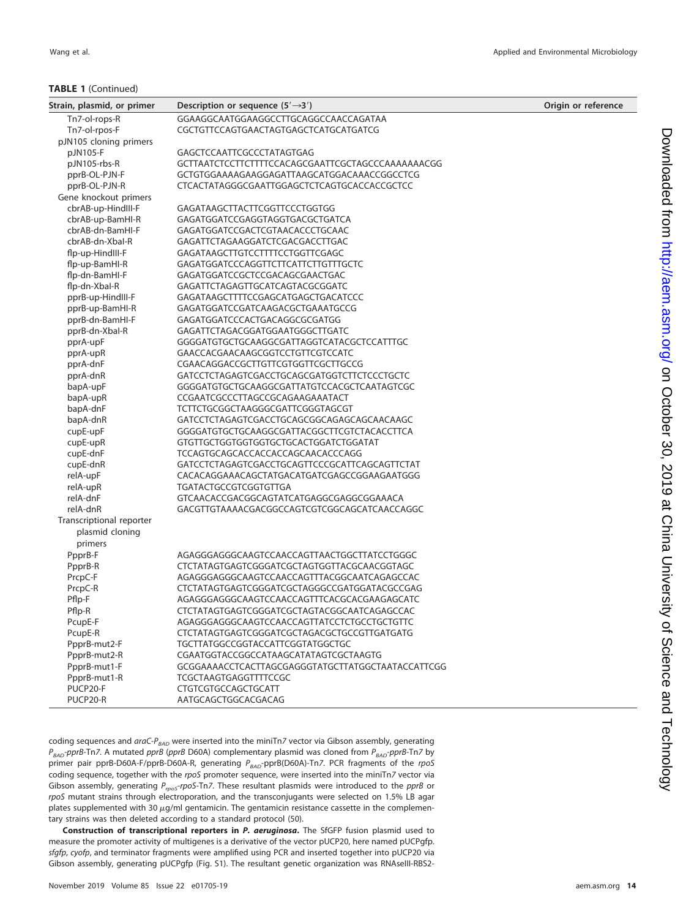**TABLE 1** (Continued)

| Strain, plasmid, or primer | Description or sequence (5′→3′) | Origin or reference |
|---|---|---|
| Tn7-ol-rops-R | GGAAGGCAATGGAAGGCCTTGCAGGCCAACCAGATAA | |
| Tn7-ol-rpos-F | CGCTGTTCCAGTGAACTAGTGAGCTCATGCATGATCG | |
| pJN105 cloning primers | | |
| pJN105-F | GAGCTCCAATTCGCCCTATAGTGAG | |
| pJN105-rbs-R | GCTTAATCTCCTTCTTTTCCACAGCGAATTCGCTAGCCCAAAAAAACGG | |
| pprB-OL-PJN-F | GCTGTGGAAAAGAAGGAGATTAAGCATGGACAAACCGGCCTCG | |
| pprB-OL-PJN-R | CTCACTATAGGGCGAATTGGAGCTCTCAGTGCACCACCGCTCC | |
| Gene knockout primers | | |
| cbrAB-up-HindIII-F | GAGATAAGCTTACTTCGGTTCCCTGGTGG | |
| cbrAB-up-BamHI-R | GAGATGGATCCGAGGTAGGTGACGCTGATCA | |
| cbrAB-dn-BamHI-F | GAGATGGATCCGACTCGTAACACCCTGCAAC | |
| cbrAB-dn-XbaI-R | GAGATTCTAGAAGGATCTCGACGACCTTGAC | |
| flp-up-HindIII-F | GAGATAAGCTTGTCCTTTTCCTGGTTCGAGC | |
| flp-up-BamHI-R | GAGATGGATCCCAGGTTCTTCATTCTTGTTTGCTC | |
| flp-dn-BamHI-F | GAGATGGATCCGCTCCGACAGCGAACTGAC | |
| flp-dn-XbaI-R | GAGATTCTAGAGTTGCATCAGTACGCGGATC | |
| pprB-up-HindIII-F | GAGATAAGCTTTTCCGAGCATGAGCTGACATCCC | |
| pprB-up-BamHI-R | GAGATGGATCCGATCAAGACGCTGAAATGCCG | |
| pprB-dn-BamHI-F | GAGATGGATCCCACTGACAGGCGCGATGG | |
| pprB-dn-XbaI-R | GAGATTCTAGACGGATGGAATGGGCTTGATC | |
| pprA-upF | GGGGATGTGCTGCAAGGCGATTAGGTCATACGCTCCATTTGC | |
| pprA-upR | GAACCACGAACAAGCGGTCCTGTTCGTCCATC | |
| pprA-dnF | CGAACAGGACCGCTTGTTCGTGGTTCGCTTGCCG | |
| pprA-dnR | GATCCTCTAGAGTCGACCTGCAGCGATGGTCTTCTCCCTGCTC | |
| bapA-upF | GGGGATGTGCTGCAAGGCGATTATGTCCACGCTCAATAGTCGC | |
| bapA-upR | CCGAATCGCCCTTAGCCGCAGAAGAAATACT | |
| bapA-dnF | TCTTCTGCGGCTAAGGGCGATTCGGGTAGCGT | |
| bapA-dnR | GATCCTCTAGAGTCGACCTGCAGCGGCAGAGCAGCAACAAGC | |
| cupE-upF | GGGGATGTGCTGCAAGGCGATTACGGCTTCGTCTACACCTTCA | |
| cupE-upR | GTGTTGCTGGTGGTGGTGCTGCACTGGATCTGGATAT | |
| cupE-dnF | TCCAGTGCAGCACCACCACCAGCAACACCCAGG | |
| cupE-dnR | GATCCTCTAGAGTCGACCTGCAGTTCCCGCATTCAGCAGTTCTAT | |
| relA-upF | CACACAGGAAACAGCTATGACATGATCGAGCCGGAAGAATGGG | |
| relA-upR | TGATACTGCCGTCGGTGTTGA | |
| relA-dnF | GTCAACACCGACGGCAGTATCATGAGGCGAGGCGGAAACA | |
| relA-dnR | GACGTTGTAAAACGACGGCCAGTCGTCGGCAGCATCAACCAGGC | |
| Transcriptional reporter plasmid cloning primers | | |
| PpprB-F | AGAGGGAGGGCAAGTCCAACCAGTTAACTGGCTTATCCTGGGC | |
| PpprB-R | CTCTATAGTGAGTCGGGATCGCTAGTGGTTACGCAACGGTAGC | |
| PrcpC-F | AGAGGGAGGGCAAGTCCAACCAGTTTACGGCAATCAGAGCCAC | |
| PrcpC-R | CTCTATAGTGAGTCGGGATCGCTAGGGCCGATGGATACGCCGAG | |
| Pflp-F | AGAGGGAGGGCAAGTCCAACCAGTTTCACGCACGAAGAGCATC | |
| Pflp-R | CTCTATAGTGAGTCGGGATCGCTAGTACGGCAATCAGAGCCAC | |
| PcupE-F | AGAGGGAGGGCAAGTCCAACCAGTTATCCTCTGCCTGCTGTTC | |
| PcupE-R | CTCTATAGTGAGTCGGGATCGCTAGACGCTGCCGTTGATGATG | |
| PpprB-mut2-F | TGCTTATGGCCGGTACCATTCGGTATGGCTGC | |
| PpprB-mut2-R | CGAATGGTACCGGCCATAAGCATATAGTCGCTAAGTG | |
| PpprB-mut1-F | GCGGAAAACCTCACTTAGCGAGGGTATGCTTATGGCTAATACCATTCGG | |
| PpprB-mut1-R | TCGCTAAGTGAGGTTTTCCGC | |
| PUCP20-F | CTGTCGTGCCAGCTGCATT | |
| PUCP20-R | AATGCAGCTGGCACGACAG | |

coding sequences and *araC*-$P_{BAD}$ were inserted into the miniTn*7* vector via Gibson assembly, generating $P_{BAD}$-*pprB*-Tn*7*. A mutated *pprB* (*pprB* D60A) complementary plasmid was cloned from $P_{BAD}$-*pprB*-Tn*7* by primer pair pprB-D60A-F/pprB-D60A-R, generating $P_{BAD}$-pprB(D60A)-Tn*7*. PCR fragments of the *rpoS* coding sequence, together with the *rpoS* promoter sequence, were inserted into the miniTn*7* vector via Gibson assembly, generating $P_{rpoS}$-*rpoS*-Tn*7*. These resultant plasmids were introduced to the *pprB* or *rpoS* mutant strains through electroporation, and the transconjugants were selected on 1.5% LB agar plates supplemented with 30 μg/ml gentamicin. The gentamicin resistance cassette in the complementary strains was then deleted according to a standard protocol (50).

**Construction of transcriptional reporters in *P. aeruginosa*.** The SfGFP fusion plasmid used to measure the promoter activity of multigenes is a derivative of the vector pUCP20, here named pUCPgfp. *sfgfp*, *cyofp*, and terminator fragments were amplified using PCR and inserted together into pUCP20 via Gibson assembly, generating pUCPgfp (Fig. S1). The resultant genetic organization was RNAseIII-RBS2-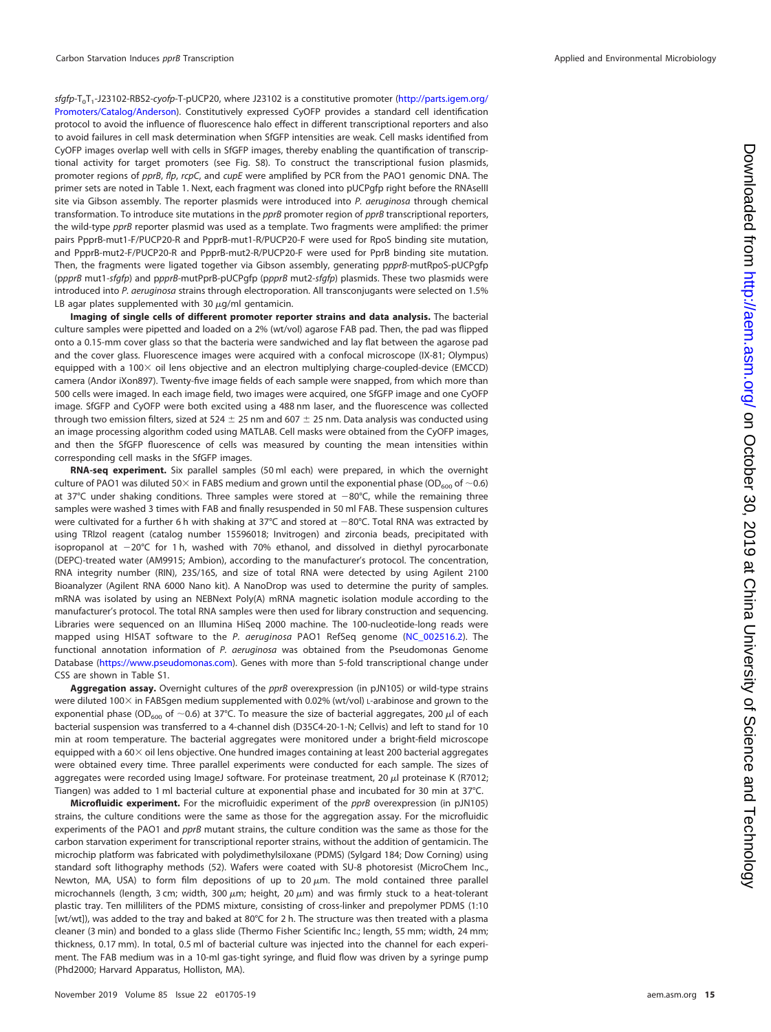*sfgfp*-$T_0T_1$-J23102-RBS2-*cyofp*-T-pUCP20, where J23102 is a constitutive promoter (http://parts.igem.org/Promoters/Catalog/Anderson). Constitutively expressed CyOFP provides a standard cell identification protocol to avoid the influence of fluorescence halo effect in different transcriptional reporters and also to avoid failures in cell mask determination when SfGFP intensities are weak. Cell masks identified from CyOFP images overlap well with cells in SfGFP images, thereby enabling the quantification of transcriptional activity for target promoters (see Fig. S8). To construct the transcriptional fusion plasmids, promoter regions of *pprB*, *flp*, *rcpC*, and *cupE* were amplified by PCR from the PAO1 genomic DNA. The primer sets are noted in Table 1. Next, each fragment was cloned into pUCPgfp right before the RNaseIII site via Gibson assembly. The reporter plasmids were introduced into *P. aeruginosa* through chemical transformation. To introduce site mutations in the *pprB* promoter region of *pprB* transcriptional reporters, the wild-type *pprB* reporter plasmid was used as a template. Two fragments were amplified: the primer pairs PpprB-mut1-F/PUCP20-R and PpprB-mut1-R/PUCP20-F were used for RpoS binding site mutation, and PpprB-mut2-F/PUCP20-R and PpprB-mut2-R/PUCP20-F were used for PprB binding site mutation. Then, the fragments were ligated together via Gibson assembly, generating p*pprB*-mutRpoS-pUCPgfp (p*pprB* mut1-*sfgfp*) and p*pprB*-mutPprB-pUCPgfp (p*pprB* mut2-*sfgfp*) plasmids. These two plasmids were introduced into *P. aeruginosa* strains through electroporation. All transconjugants were selected on 1.5% LB agar plates supplemented with 30 $\mu$g/ml gentamicin.

**Imaging of single cells of different promoter reporter strains and data analysis.** The bacterial culture samples were pipetted and loaded on a 2% (wt/vol) agarose FAB pad. Then, the pad was flipped onto a 0.15-mm cover glass so that the bacteria were sandwiched and lay flat between the agarose pad and the cover glass. Fluorescence images were acquired with a confocal microscope (IX-81; Olympus) equipped with a 100× oil lens objective and an electron multiplying charge-coupled-device (EMCCD) camera (Andor iXon897). Twenty-five image fields of each sample were snapped, from which more than 500 cells were imaged. In each image field, two images were acquired, one SfGFP image and one CyOFP image. SfGFP and CyOFP were both excited using a 488 nm laser, and the fluorescence was collected through two emission filters, sized at 524 ± 25 nm and 607 ± 25 nm. Data analysis was conducted using an image processing algorithm coded using MATLAB. Cell masks were obtained from the CyOFP images, and then the SfGFP fluorescence of cells was measured by counting the mean intensities within corresponding cell masks in the SfGFP images.

**RNA-seq experiment.** Six parallel samples (50 ml each) were prepared, in which the overnight culture of PAO1 was diluted 50× in FABS medium and grown until the exponential phase ($OD_{600}$ of ~0.6) at 37°C under shaking conditions. Three samples were stored at −80°C, while the remaining three samples were washed 3 times with FAB and finally resuspended in 50 ml FAB. These suspension cultures were cultivated for a further 6 h with shaking at 37°C and stored at −80°C. Total RNA was extracted by using TRIzol reagent (catalog number 15596018; Invitrogen) and zirconia beads, precipitated with isopropanol at −20°C for 1 h, washed with 70% ethanol, and dissolved in diethyl pyrocarbonate (DEPC)-treated water (AM9915; Ambion), according to the manufacturer's protocol. The concentration, RNA integrity number (RIN), 23S/16S, and size of total RNA were detected by using Agilent 2100 Bioanalyzer (Agilent RNA 6000 Nano kit). A NanoDrop was used to determine the purity of samples. mRNA was isolated by using an NEBNext Poly(A) mRNA magnetic isolation module according to the manufacturer's protocol. The total RNA samples were then used for library construction and sequencing. Libraries were sequenced on an Illumina HiSeq 2000 machine. The 100-nucleotide-long reads were mapped using HISAT software to the *P. aeruginosa* PAO1 RefSeq genome (NC_002516.2). The functional annotation information of *P. aeruginosa* was obtained from the Pseudomonas Genome Database (https://www.pseudomonas.com). Genes with more than 5-fold transcriptional change under CSS are shown in Table S1.

**Aggregation assay.** Overnight cultures of the *pprB* overexpression (in pJN105) or wild-type strains were diluted 100× in FABSgen medium supplemented with 0.02% (wt/vol) L-arabinose and grown to the exponential phase ($OD_{600}$ of ~0.6) at 37°C. To measure the size of bacterial aggregates, 200 $\mu$l of each bacterial suspension was transferred to a 4-channel dish (D35C4-20-1-N; Cellvis) and left to stand for 10 min at room temperature. The bacterial aggregates were monitored under a bright-field microscope equipped with a 60× oil lens objective. One hundred images containing at least 200 bacterial aggregates were obtained every time. Three parallel experiments were conducted for each sample. The sizes of aggregates were recorded using ImageJ software. For proteinase treatment, 20 $\mu$l proteinase K (R7012; Tiangen) was added to 1 ml bacterial culture at exponential phase and incubated for 30 min at 37°C.

**Microfluidic experiment.** For the microfluidic experiment of the *pprB* overexpression (in pJN105) strains, the culture conditions were the same as those for the aggregation assay. For the microfluidic experiments of the PAO1 and *pprB* mutant strains, the culture condition was the same as those for the carbon starvation experiment for transcriptional reporter strains, without the addition of gentamicin. The microchip platform was fabricated with polydimethylsiloxane (PDMS) (Sylgard 184; Dow Corning) using standard soft lithography methods (52). Wafers were coated with SU-8 photoresist (MicroChem Inc., Newton, MA, USA) to form film depositions of up to 20 $\mu$m. The mold contained three parallel microchannels (length, 3 cm; width, 300 $\mu$m; height, 20 $\mu$m) and was firmly stuck to a heat-tolerant plastic tray. Ten milliliters of the PDMS mixture, consisting of cross-linker and prepolymer PDMS (1:10 [wt/wt]), was added to the tray and baked at 80°C for 2 h. The structure was then treated with a plasma cleaner (3 min) and bonded to a glass slide (Thermo Fisher Scientific Inc.; length, 55 mm; width, 24 mm; thickness, 0.17 mm). In total, 0.5 ml of bacterial culture was injected into the channel for each experiment. The FAB medium was in a 10-ml gas-tight syringe, and fluid flow was driven by a syringe pump (Phd2000; Harvard Apparatus, Holliston, MA).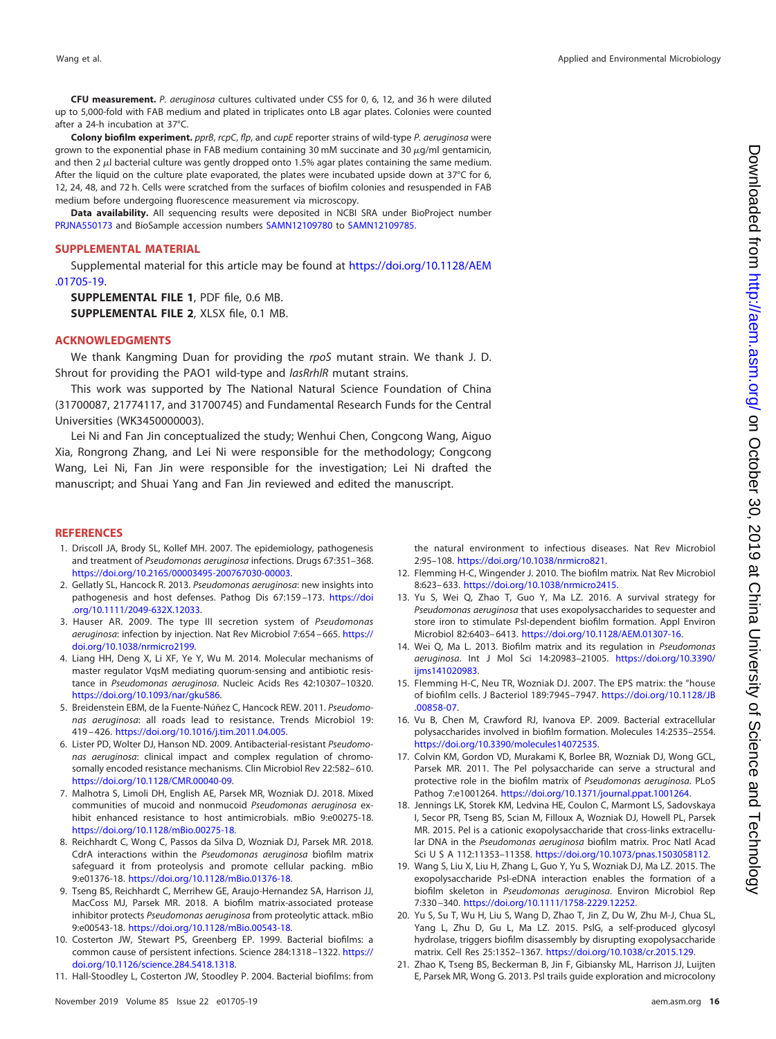**CFU measurement.** *P. aeruginosa* cultures cultivated under CSS for 0, 6, 12, and 36 h were diluted up to 5,000-fold with FAB medium and plated in triplicates onto LB agar plates. Colonies were counted after a 24-h incubation at 37°C.

**Colony biofilm experiment.** *pprB*, *rcpC*, *flp*, and *cupE* reporter strains of wild-type *P. aeruginosa* were grown to the exponential phase in FAB medium containing 30 mM succinate and 30 μg/ml gentamicin, and then 2 μl bacterial culture was gently dropped onto 1.5% agar plates containing the same medium. After the liquid on the culture plate evaporated, the plates were incubated upside down at 37°C for 6, 12, 24, 48, and 72 h. Cells were scratched from the surfaces of biofilm colonies and resuspended in FAB medium before undergoing fluorescence measurement via microscopy.

**Data availability.** All sequencing results were deposited in NCBI SRA under BioProject number PRJNA550173 and BioSample accession numbers SAMN12109780 to SAMN12109785.

## SUPPLEMENTAL MATERIAL

Supplemental material for this article may be found at https://doi.org/10.1128/AEM.01705-19.

**SUPPLEMENTAL FILE 1**, PDF file, 0.6 MB.

**SUPPLEMENTAL FILE 2**, XLSX file, 0.1 MB.

## ACKNOWLEDGMENTS

We thank Kangming Duan for providing the *rpoS* mutant strain. We thank J. D. Shrout for providing the PAO1 wild-type and *lasRrhlR* mutant strains.

This work was supported by The National Natural Science Foundation of China (31700087, 21774117, and 31700745) and Fundamental Research Funds for the Central Universities (WK3450000003).

Lei Ni and Fan Jin conceptualized the study; Wenhui Chen, Congcong Wang, Aiguo Xia, Rongrong Zhang, and Lei Ni were responsible for the methodology; Congcong Wang, Lei Ni, Fan Jin were responsible for the investigation; Lei Ni drafted the manuscript; and Shuai Yang and Fan Jin reviewed and edited the manuscript.

## REFERENCES

1. Driscoll JA, Brody SL, Kollef MH. 2007. The epidemiology, pathogenesis and treatment of *Pseudomonas aeruginosa* infections. Drugs 67:351–368. https://doi.org/10.2165/00003495-200767030-00003.
2. Gellatly SL, Hancock R. 2013. *Pseudomonas aeruginosa*: new insights into pathogenesis and host defenses. Pathog Dis 67:159–173. https://doi.org/10.1111/2049-632X.12033.
3. Hauser AR. 2009. The type III secretion system of *Pseudomonas aeruginosa*: infection by injection. Nat Rev Microbiol 7:654–665. https://doi.org/10.1038/nrmicro2199.
4. Liang HH, Deng X, Li XF, Ye Y, Wu M. 2014. Molecular mechanisms of master regulator VqsM mediating quorum-sensing and antibiotic resistance in *Pseudomonas aeruginosa*. Nucleic Acids Res 42:10307–10320. https://doi.org/10.1093/nar/gku586.
5. Breidenstein EBM, de la Fuente-Núñez C, Hancock REW. 2011. *Pseudomonas aeruginosa*: all roads lead to resistance. Trends Microbiol 19:419–426. https://doi.org/10.1016/j.tim.2011.04.005.
6. Lister PD, Wolter DJ, Hanson ND. 2009. Antibacterial-resistant *Pseudomonas aeruginosa*: clinical impact and complex regulation of chromosomally encoded resistance mechanisms. Clin Microbiol Rev 22:582–610. https://doi.org/10.1128/CMR.00040-09.
7. Malhotra S, Limoli DH, English AE, Parsek MR, Wozniak DJ. 2018. Mixed communities of mucoid and nonmucoid *Pseudomonas aeruginosa* exhibit enhanced resistance to host antimicrobials. mBio 9:e00275-18. https://doi.org/10.1128/mBio.00275-18.
8. Reichhardt C, Wong C, Passos da Silva D, Wozniak DJ, Parsek MR. 2018. CdrA interactions within the *Pseudomonas aeruginosa* biofilm matrix safeguard it from proteolysis and promote cellular packing. mBio 9:e01376-18. https://doi.org/10.1128/mBio.01376-18.
9. Tseng BS, Reichhardt C, Merrihew GE, Araujo-Hernandez SA, Harrison JJ, MacCoss MJ, Parsek MR. 2018. A biofilm matrix-associated protease inhibitor protects *Pseudomonas aeruginosa* from proteolytic attack. mBio 9:e00543-18. https://doi.org/10.1128/mBio.00543-18.
10. Costerton JW, Stewart PS, Greenberg EP. 1999. Bacterial biofilms: a common cause of persistent infections. Science 284:1318–1322. https://doi.org/10.1126/science.284.5418.1318.
11. Hall-Stoodley L, Costerton JW, Stoodley P. 2004. Bacterial biofilms: from the natural environment to infectious diseases. Nat Rev Microbiol 2:95–108. https://doi.org/10.1038/nrmicro821.
12. Flemming H-C, Wingender J. 2010. The biofilm matrix. Nat Rev Microbiol 8:623–633. https://doi.org/10.1038/nrmicro2415.
13. Yu S, Wei Q, Zhao T, Guo Y, Ma LZ. 2016. A survival strategy for *Pseudomonas aeruginosa* that uses exopolysaccharides to sequester and store iron to stimulate Psl-dependent biofilm formation. Appl Environ Microbiol 82:6403–6413. https://doi.org/10.1128/AEM.01307-16.
14. Wei Q, Ma L. 2013. Biofilm matrix and its regulation in *Pseudomonas aeruginosa*. Int J Mol Sci 14:20983–21005. https://doi.org/10.3390/ijms141020983.
15. Flemming H-C, Neu TR, Wozniak DJ. 2007. The EPS matrix: the "house of biofilm cells. J Bacteriol 189:7945–7947. https://doi.org/10.1128/JB.00858-07.
16. Vu B, Chen M, Crawford RJ, Ivanova EP. 2009. Bacterial extracellular polysaccharides involved in biofilm formation. Molecules 14:2535–2554. https://doi.org/10.3390/molecules14072535.
17. Colvin KM, Gordon VD, Murakami K, Borlee BR, Wozniak DJ, Wong GCL, Parsek MR. 2011. The Pel polysaccharide can serve a structural and protective role in the biofilm matrix of *Pseudomonas aeruginosa*. PLoS Pathog 7:e1001264. https://doi.org/10.1371/journal.ppat.1001264.
18. Jennings LK, Storek KM, Ledvina HE, Coulon C, Marmont LS, Sadovskaya I, Secor PR, Tseng BS, Scian M, Filloux A, Wozniak DJ, Howell PL, Parsek MR. 2015. Pel is a cationic exopolysaccharide that cross-links extracellular DNA in the *Pseudomonas aeruginosa* biofilm matrix. Proc Natl Acad Sci U S A 112:11353–11358. https://doi.org/10.1073/pnas.1503058112.
19. Wang S, Liu X, Liu H, Zhang L, Guo Y, Yu S, Wozniak DJ, Ma LZ. 2015. The exopolysaccharide Psl-eDNA interaction enables the formation of a biofilm skeleton in *Pseudomonas aeruginosa*. Environ Microbiol Rep 7:330–340. https://doi.org/10.1111/1758-2229.12252.
20. Yu S, Su T, Wu H, Liu S, Wang D, Zhao T, Jin Z, Du W, Zhu M-J, Chua SL, Yang L, Zhu D, Gu L, Ma LZ. 2015. PslG, a self-produced glycosyl hydrolase, triggers biofilm disassembly by disrupting exopolysaccharide matrix. Cell Res 25:1352–1367. https://doi.org/10.1038/cr.2015.129.
21. Zhao K, Tseng BS, Beckerman B, Jin F, Gibiansky ML, Harrison JJ, Luijten E, Parsek MR, Wong G. 2013. Psl trails guide exploration and microcolony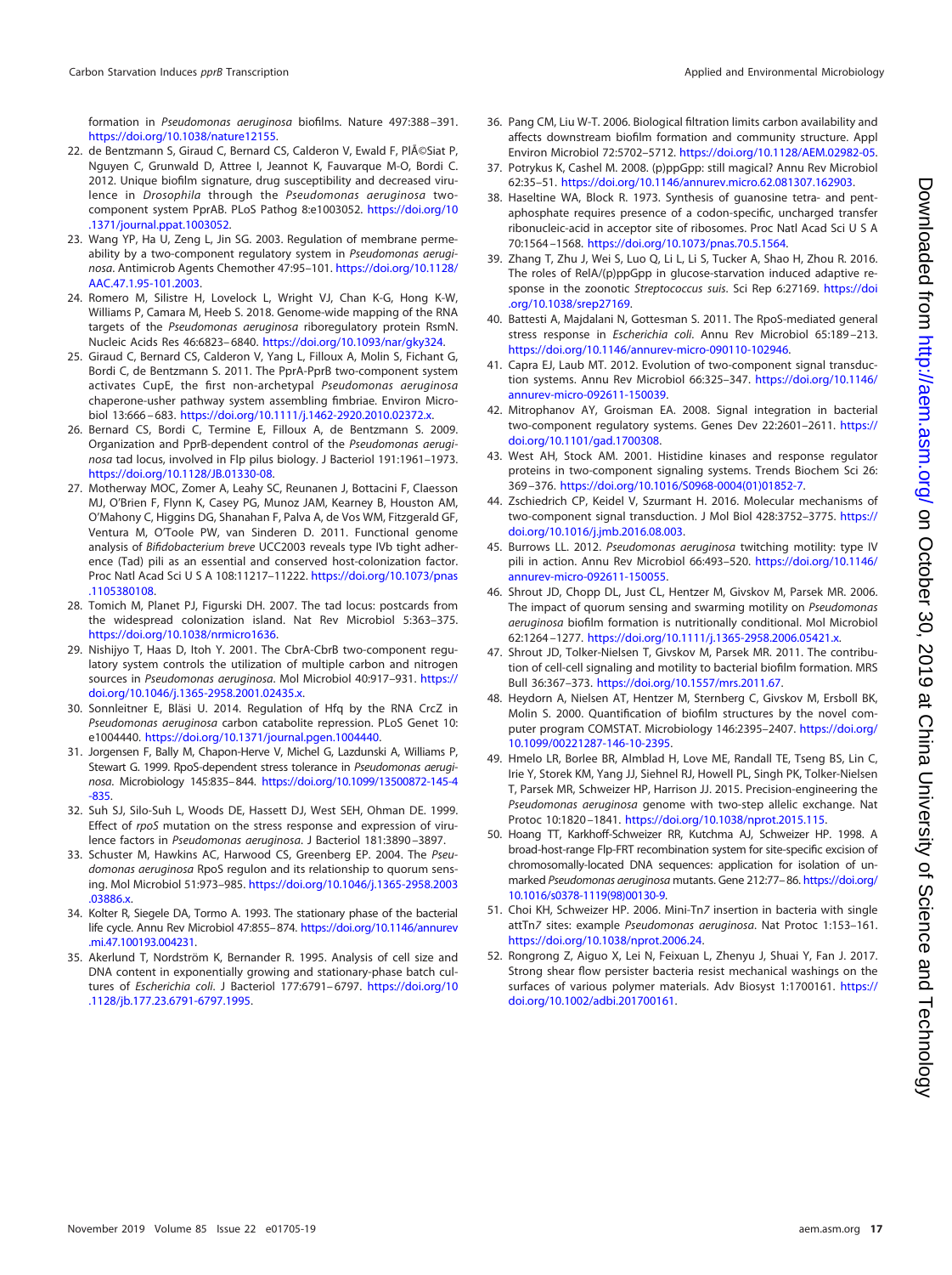formation in *Pseudomonas aeruginosa* biofilms. Nature 497:388–391. https://doi.org/10.1038/nature12155.

22. de Bentzmann S, Giraud C, Bernard CS, Calderon V, Ewald F, PlÃ©Siat P, Nguyen C, Grunwald D, Attree I, Jeannot K, Fauvarque M-O, Bordi C. 2012. Unique biofilm signature, drug susceptibility and decreased virulence in *Drosophila* through the *Pseudomonas aeruginosa* two-component system PprAB. PLoS Pathog 8:e1003052. https://doi.org/10.1371/journal.ppat.1003052.
23. Wang YP, Ha U, Zeng L, Jin SG. 2003. Regulation of membrane permeability by a two-component regulatory system in *Pseudomonas aeruginosa*. Antimicrob Agents Chemother 47:95–101. https://doi.org/10.1128/AAC.47.1.95-101.2003.
24. Romero M, Silistre H, Lovelock L, Wright VJ, Chan K-G, Hong K-W, Williams P, Camara M, Heeb S. 2018. Genome-wide mapping of the RNA targets of the *Pseudomonas aeruginosa* riboregulatory protein RsmN. Nucleic Acids Res 46:6823–6840. https://doi.org/10.1093/nar/gky324.
25. Giraud C, Bernard CS, Calderon V, Yang L, Filloux A, Molin S, Fichant G, Bordi C, de Bentzmann S. 2011. The PprA-PprB two-component system activates CupE, the first non-archetypal *Pseudomonas aeruginosa* chaperone-usher pathway system assembling fimbriae. Environ Microbiol 13:666–683. https://doi.org/10.1111/j.1462-2920.2010.02372.x.
26. Bernard CS, Bordi C, Termine E, Filloux A, de Bentzmann S. 2009. Organization and PprB-dependent control of the *Pseudomonas aeruginosa* tad locus, involved in Flp pilus biology. J Bacteriol 191:1961–1973. https://doi.org/10.1128/JB.01330-08.
27. Motherway MOC, Zomer A, Leahy SC, Reunanen J, Bottacini F, Claesson MJ, O'Brien F, Flynn K, Casey PG, Munoz JAM, Kearney B, Houston AM, O'Mahony C, Higgins DG, Shanahan F, Palva A, de Vos WM, Fitzgerald GF, Ventura M, O'Toole PW, van Sinderen D. 2011. Functional genome analysis of *Bifidobacterium breve* UCC2003 reveals type IVb tight adherence (Tad) pili as an essential and conserved host-colonization factor. Proc Natl Acad Sci U S A 108:11217–11222. https://doi.org/10.1073/pnas.1105380108.
28. Tomich M, Planet PJ, Figurski DH. 2007. The tad locus: postcards from the widespread colonization island. Nat Rev Microbiol 5:363–375. https://doi.org/10.1038/nrmicro1636.
29. Nishijyo T, Haas D, Itoh Y. 2001. The CbrA-CbrB two-component regulatory system controls the utilization of multiple carbon and nitrogen sources in *Pseudomonas aeruginosa*. Mol Microbiol 40:917–931. https://doi.org/10.1046/j.1365-2958.2001.02435.x.
30. Sonnleitner E, Bläsi U. 2014. Regulation of Hfq by the RNA CrcZ in *Pseudomonas aeruginosa* carbon catabolite repression. PLoS Genet 10:e1004440. https://doi.org/10.1371/journal.pgen.1004440.
31. Jorgensen F, Bally M, Chapon-Herve V, Michel G, Lazdunski A, Williams P, Stewart G. 1999. RpoS-dependent stress tolerance in *Pseudomonas aeruginosa*. Microbiology 145:835–844. https://doi.org/10.1099/13500872-145-4-835.
32. Suh SJ, Silo-Suh L, Woods DE, Hassett DJ, West SEH, Ohman DE. 1999. Effect of *rpoS* mutation on the stress response and expression of virulence factors in *Pseudomonas aeruginosa*. J Bacteriol 181:3890–3897.
33. Schuster M, Hawkins AC, Harwood CS, Greenberg EP. 2004. The *Pseudomonas aeruginosa* RpoS regulon and its relationship to quorum sensing. Mol Microbiol 51:973–985. https://doi.org/10.1046/j.1365-2958.2003.03886.x.
34. Kolter R, Siegele DA, Tormo A. 1993. The stationary phase of the bacterial life cycle. Annu Rev Microbiol 47:855–874. https://doi.org/10.1146/annurev.mi.47.100193.004231.
35. Akerlund T, Nordström K, Bernander R. 1995. Analysis of cell size and DNA content in exponentially growing and stationary-phase batch cultures of *Escherichia coli*. J Bacteriol 177:6791–6797. https://doi.org/10.1128/jb.177.23.6791-6797.1995.
36. Pang CM, Liu W-T. 2006. Biological filtration limits carbon availability and affects downstream biofilm formation and community structure. Appl Environ Microbiol 72:5702–5712. https://doi.org/10.1128/AEM.02982-05.
37. Potrykus K, Cashel M. 2008. (p)ppGpp: still magical? Annu Rev Microbiol 62:35–51. https://doi.org/10.1146/annurev.micro.62.081307.162903.
38. Haseltine WA, Block R. 1973. Synthesis of guanosine tetra- and pentaphosphate requires presence of a codon-specific, uncharged transfer ribonucleic-acid in acceptor site of ribosomes. Proc Natl Acad Sci U S A 70:1564–1568. https://doi.org/10.1073/pnas.70.5.1564.
39. Zhang T, Zhu J, Wei S, Luo Q, Li L, Li S, Tucker A, Shao H, Zhou R. 2016. The roles of RelA/(p)ppGpp in glucose-starvation induced adaptive response in the zoonotic *Streptococcus suis*. Sci Rep 6:27169. https://doi.org/10.1038/srep27169.
40. Battesti A, Majdalani N, Gottesman S. 2011. The RpoS-mediated general stress response in *Escherichia coli*. Annu Rev Microbiol 65:189–213. https://doi.org/10.1146/annurev-micro-090110-102946.
41. Capra EJ, Laub MT. 2012. Evolution of two-component signal transduction systems. Annu Rev Microbiol 66:325–347. https://doi.org/10.1146/annurev-micro-092611-150039.
42. Mitrophanov AY, Groisman EA. 2008. Signal integration in bacterial two-component regulatory systems. Genes Dev 22:2601–2611. https://doi.org/10.1101/gad.1700308.
43. West AH, Stock AM. 2001. Histidine kinases and response regulator proteins in two-component signaling systems. Trends Biochem Sci 26:369–376. https://doi.org/10.1016/S0968-0004(01)01852-7.
44. Zschiedrich CP, Keidel V, Szurmant H. 2016. Molecular mechanisms of two-component signal transduction. J Mol Biol 428:3752–3775. https://doi.org/10.1016/j.jmb.2016.08.003.
45. Burrows LL. 2012. *Pseudomonas aeruginosa* twitching motility: type IV pili in action. Annu Rev Microbiol 66:493–520. https://doi.org/10.1146/annurev-micro-092611-150055.
46. Shrout JD, Chopp DL, Just CL, Hentzer M, Givskov M, Parsek MR. 2006. The impact of quorum sensing and swarming motility on *Pseudomonas aeruginosa* biofilm formation is nutritionally conditional. Mol Microbiol 62:1264–1277. https://doi.org/10.1111/j.1365-2958.2006.05421.x.
47. Shrout JD, Tolker-Nielsen T, Givskov M, Parsek MR. 2011. The contribution of cell-cell signaling and motility to bacterial biofilm formation. MRS Bull 36:367–373. https://doi.org/10.1557/mrs.2011.67.
48. Heydorn A, Nielsen AT, Hentzer M, Sternberg C, Givskov M, Ersboll BK, Molin S. 2000. Quantification of biofilm structures by the novel computer program COMSTAT. Microbiology 146:2395–2407. https://doi.org/10.1099/00221287-146-10-2395.
49. Hmelo LR, Borlee BR, Almblad H, Love ME, Randall TE, Tseng BS, Lin C, Irie Y, Storek KM, Yang JJ, Siehnel RJ, Howell PL, Singh PK, Tolker-Nielsen T, Parsek MR, Schweizer HP, Harrison JJ. 2015. Precision-engineering the *Pseudomonas aeruginosa* genome with two-step allelic exchange. Nat Protoc 10:1820–1841. https://doi.org/10.1038/nprot.2015.115.
50. Hoang TT, Karkhoff-Schweizer RR, Kutchma AJ, Schweizer HP. 1998. A broad-host-range Flp-FRT recombination system for site-specific excision of chromosomally-located DNA sequences: application for isolation of unmarked *Pseudomonas aeruginosa* mutants. Gene 212:77–86. https://doi.org/10.1016/s0378-1119(98)00130-9.
51. Choi KH, Schweizer HP. 2006. Mini-Tn*7* insertion in bacteria with single attTn*7* sites: example *Pseudomonas aeruginosa*. Nat Protoc 1:153–161. https://doi.org/10.1038/nprot.2006.24.
52. Rongrong Z, Aiguo X, Lei N, Feixuan L, Zhenyu J, Shuai Y, Fan J. 2017. Strong shear flow persister bacteria resist mechanical washings on the surfaces of various polymer materials. Adv Biosyst 1:1700161. https://doi.org/10.1002/adbi.201700161.